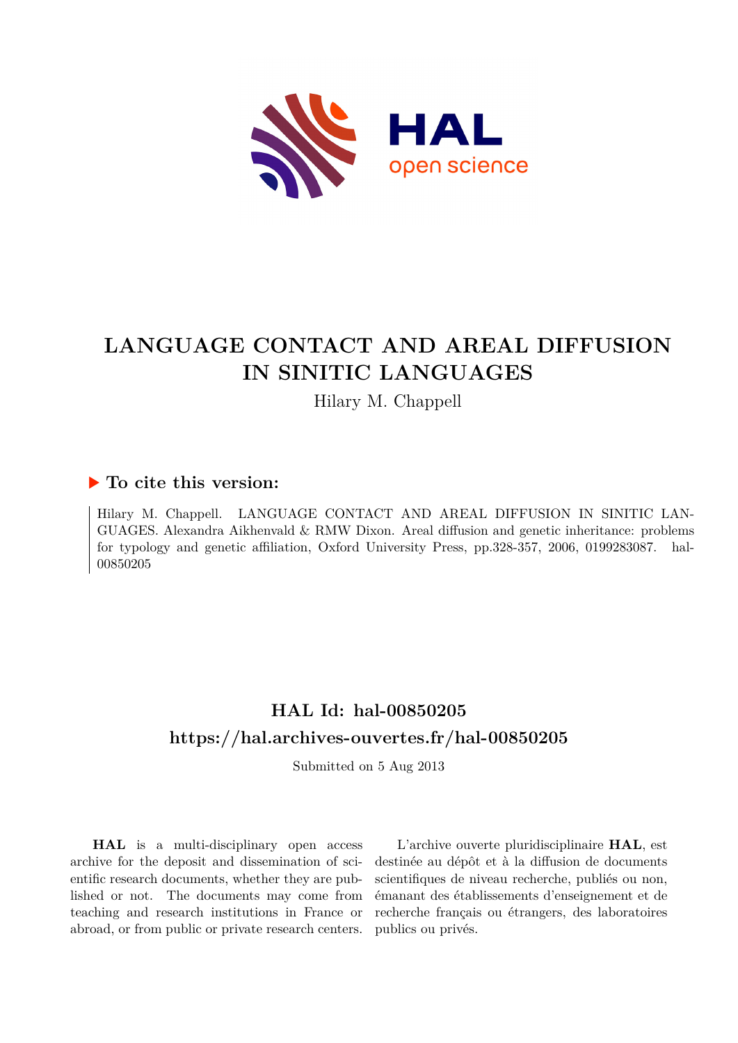# LANGUAGE CONTACT AND AREAL DIFFUSION IN SINITIC LANGUAGES

Hilary M. Chappell

## ▶ To cite this version:

Hilary M. Chappell. LANGUAGE CONTACT AND AREAL DIFFUSION IN SINITIC LANGUAGES. Alexandra Aikhenvald & RMW Dixon. Areal diffusion and genetic inheritance: problems for typology and genetic affiliation, Oxford University Press, pp.328-357, 2006, 0199283087. hal-00850205

## HAL Id: hal-00850205
## https://hal.archives-ouvertes.fr/hal-00850205

Submitted on 5 Aug 2013

**HAL** is a multi-disciplinary open access archive for the deposit and dissemination of scientific research documents, whether they are published or not. The documents may come from teaching and research institutions in France or abroad, or from public or private research centers.

L'archive ouverte pluridisciplinaire **HAL**, est destinée au dépôt et à la diffusion de documents scientifiques de niveau recherche, publiés ou non, émanant des établissements d'enseignement et de recherche français ou étrangers, des laboratoires publics ou privés.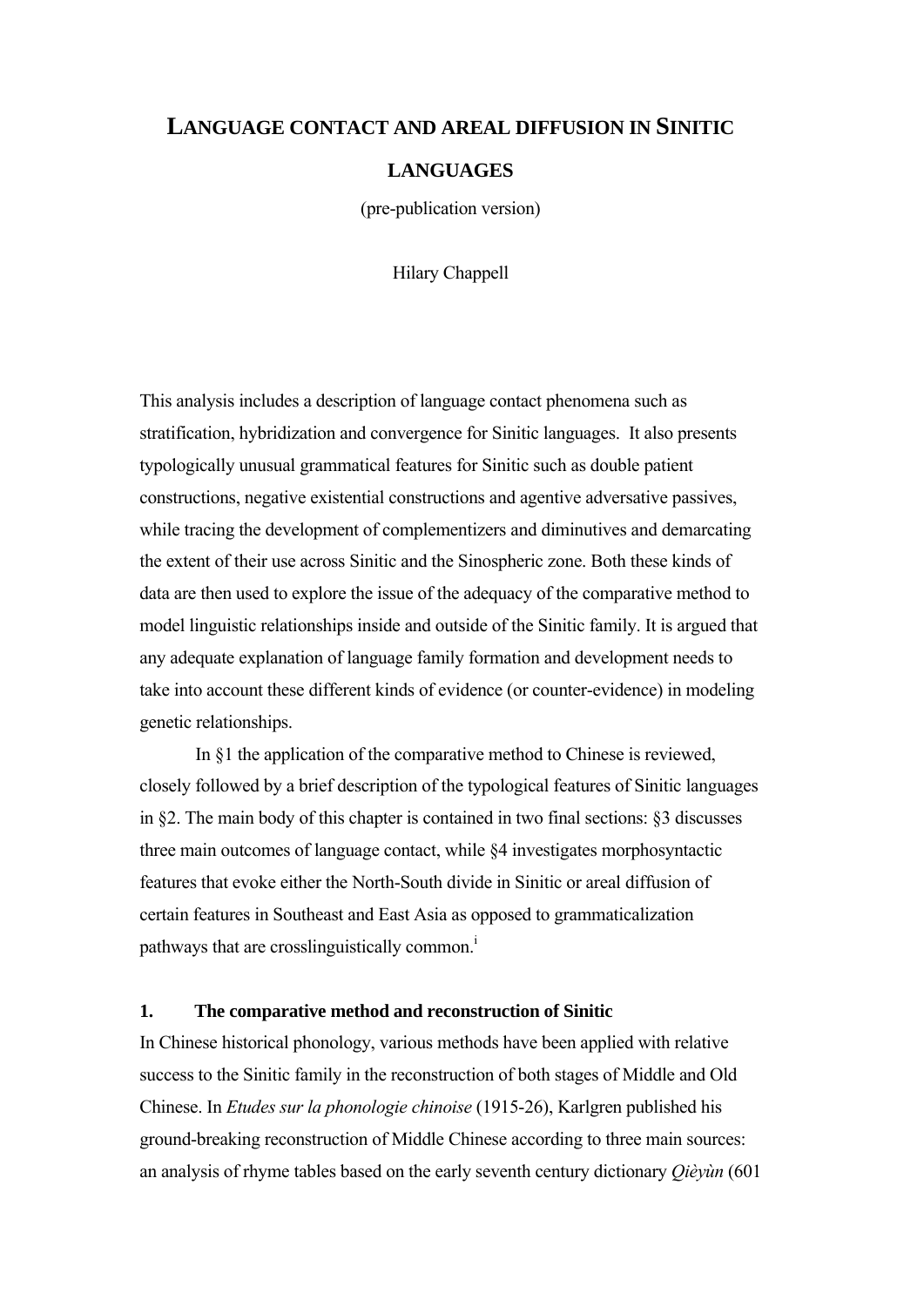# LANGUAGE CONTACT AND AREAL DIFFUSION IN SINITIC LANGUAGES

(pre-publication version)

Hilary Chappell

This analysis includes a description of language contact phenomena such as stratification, hybridization and convergence for Sinitic languages. It also presents typologically unusual grammatical features for Sinitic such as double patient constructions, negative existential constructions and agentive adversative passives, while tracing the development of complementizers and diminutives and demarcating the extent of their use across Sinitic and the Sinospheric zone. Both these kinds of data are then used to explore the issue of the adequacy of the comparative method to model linguistic relationships inside and outside of the Sinitic family. It is argued that any adequate explanation of language family formation and development needs to take into account these different kinds of evidence (or counter-evidence) in modeling genetic relationships.

In §1 the application of the comparative method to Chinese is reviewed, closely followed by a brief description of the typological features of Sinitic languages in §2. The main body of this chapter is contained in two final sections: §3 discusses three main outcomes of language contact, while §4 investigates morphosyntactic features that evoke either the North-South divide in Sinitic or areal diffusion of certain features in Southeast and East Asia as opposed to grammaticalization pathways that are crosslinguistically common.[i]

## 1. The comparative method and reconstruction of Sinitic

In Chinese historical phonology, various methods have been applied with relative success to the Sinitic family in the reconstruction of both stages of Middle and Old Chinese. In *Etudes sur la phonologie chinoise* (1915-26), Karlgren published his ground-breaking reconstruction of Middle Chinese according to three main sources: an analysis of rhyme tables based on the early seventh century dictionary *Qièyùn* (601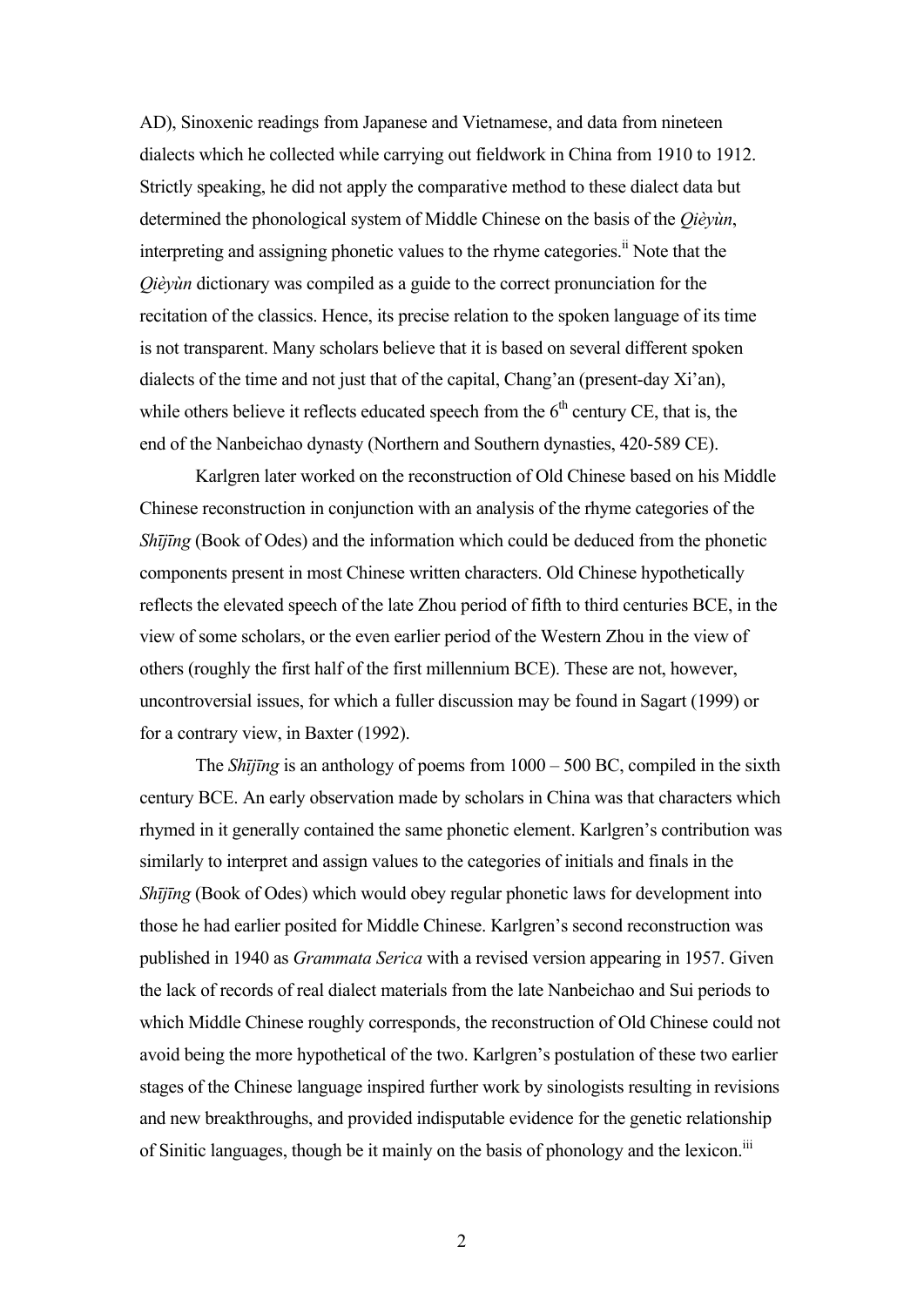AD), Sinoxenic readings from Japanese and Vietnamese, and data from nineteen dialects which he collected while carrying out fieldwork in China from 1910 to 1912. Strictly speaking, he did not apply the comparative method to these dialect data but determined the phonological system of Middle Chinese on the basis of the *Qièyùn*, interpreting and assigning phonetic values to the rhyme categories.[ii] Note that the *Qièyùn* dictionary was compiled as a guide to the correct pronunciation for the recitation of the classics. Hence, its precise relation to the spoken language of its time is not transparent. Many scholars believe that it is based on several different spoken dialects of the time and not just that of the capital, Chang'an (present-day Xi'an), while others believe it reflects educated speech from the 6th century CE, that is, the end of the Nanbeichao dynasty (Northern and Southern dynasties, 420-589 CE).

Karlgren later worked on the reconstruction of Old Chinese based on his Middle Chinese reconstruction in conjunction with an analysis of the rhyme categories of the *Shījīng* (Book of Odes) and the information which could be deduced from the phonetic components present in most Chinese written characters. Old Chinese hypothetically reflects the elevated speech of the late Zhou period of fifth to third centuries BCE, in the view of some scholars, or the even earlier period of the Western Zhou in the view of others (roughly the first half of the first millennium BCE). These are not, however, uncontroversial issues, for which a fuller discussion may be found in Sagart (1999) or for a contrary view, in Baxter (1992).

The *Shījīng* is an anthology of poems from 1000 – 500 BC, compiled in the sixth century BCE. An early observation made by scholars in China was that characters which rhymed in it generally contained the same phonetic element. Karlgren's contribution was similarly to interpret and assign values to the categories of initials and finals in the *Shījīng* (Book of Odes) which would obey regular phonetic laws for development into those he had earlier posited for Middle Chinese. Karlgren's second reconstruction was published in 1940 as *Grammata Serica* with a revised version appearing in 1957. Given the lack of records of real dialect materials from the late Nanbeichao and Sui periods to which Middle Chinese roughly corresponds, the reconstruction of Old Chinese could not avoid being the more hypothetical of the two. Karlgren's postulation of these two earlier stages of the Chinese language inspired further work by sinologists resulting in revisions and new breakthroughs, and provided indisputable evidence for the genetic relationship of Sinitic languages, though be it mainly on the basis of phonology and the lexicon.[iii]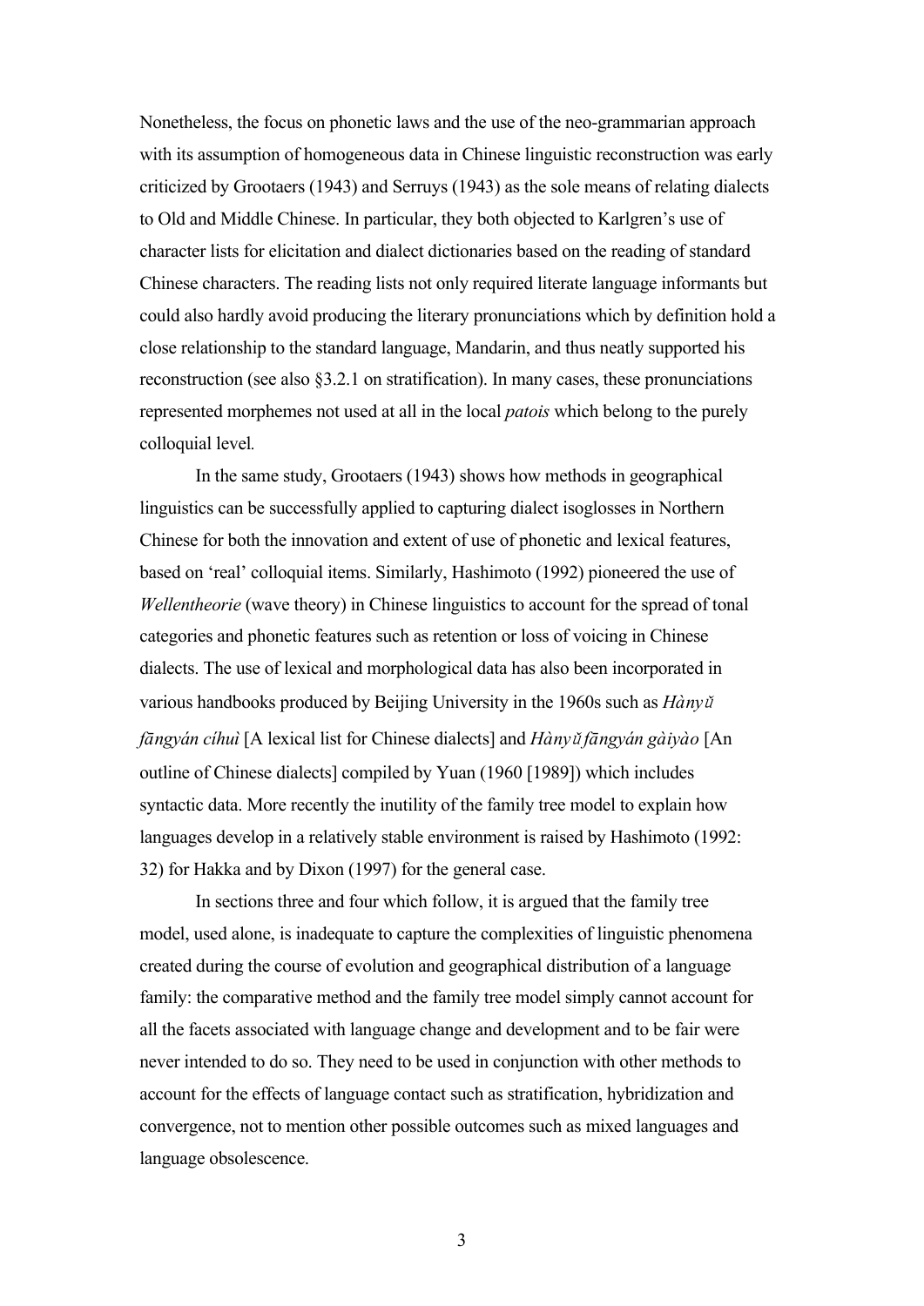Nonetheless, the focus on phonetic laws and the use of the neo-grammarian approach with its assumption of homogeneous data in Chinese linguistic reconstruction was early criticized by Grootaers (1943) and Serruys (1943) as the sole means of relating dialects to Old and Middle Chinese. In particular, they both objected to Karlgren's use of character lists for elicitation and dialect dictionaries based on the reading of standard Chinese characters. The reading lists not only required literate language informants but could also hardly avoid producing the literary pronunciations which by definition hold a close relationship to the standard language, Mandarin, and thus neatly supported his reconstruction (see also §3.2.1 on stratification). In many cases, these pronunciations represented morphemes not used at all in the local *patois* which belong to the purely colloquial level.

In the same study, Grootaers (1943) shows how methods in geographical linguistics can be successfully applied to capturing dialect isoglosses in Northern Chinese for both the innovation and extent of use of phonetic and lexical features, based on 'real' colloquial items. Similarly, Hashimoto (1992) pioneered the use of *Wellentheorie* (wave theory) in Chinese linguistics to account for the spread of tonal categories and phonetic features such as retention or loss of voicing in Chinese dialects. The use of lexical and morphological data has also been incorporated in various handbooks produced by Beijing University in the 1960s such as *Hànyǔ fāngyán cíhuì* [A lexical list for Chinese dialects] and *Hànyǔ fāngyán gàiyào* [An outline of Chinese dialects] compiled by Yuan (1960 [1989]) which includes syntactic data. More recently the inutility of the family tree model to explain how languages develop in a relatively stable environment is raised by Hashimoto (1992: 32) for Hakka and by Dixon (1997) for the general case.

In sections three and four which follow, it is argued that the family tree model, used alone, is inadequate to capture the complexities of linguistic phenomena created during the course of evolution and geographical distribution of a language family: the comparative method and the family tree model simply cannot account for all the facets associated with language change and development and to be fair were never intended to do so. They need to be used in conjunction with other methods to account for the effects of language contact such as stratification, hybridization and convergence, not to mention other possible outcomes such as mixed languages and language obsolescence.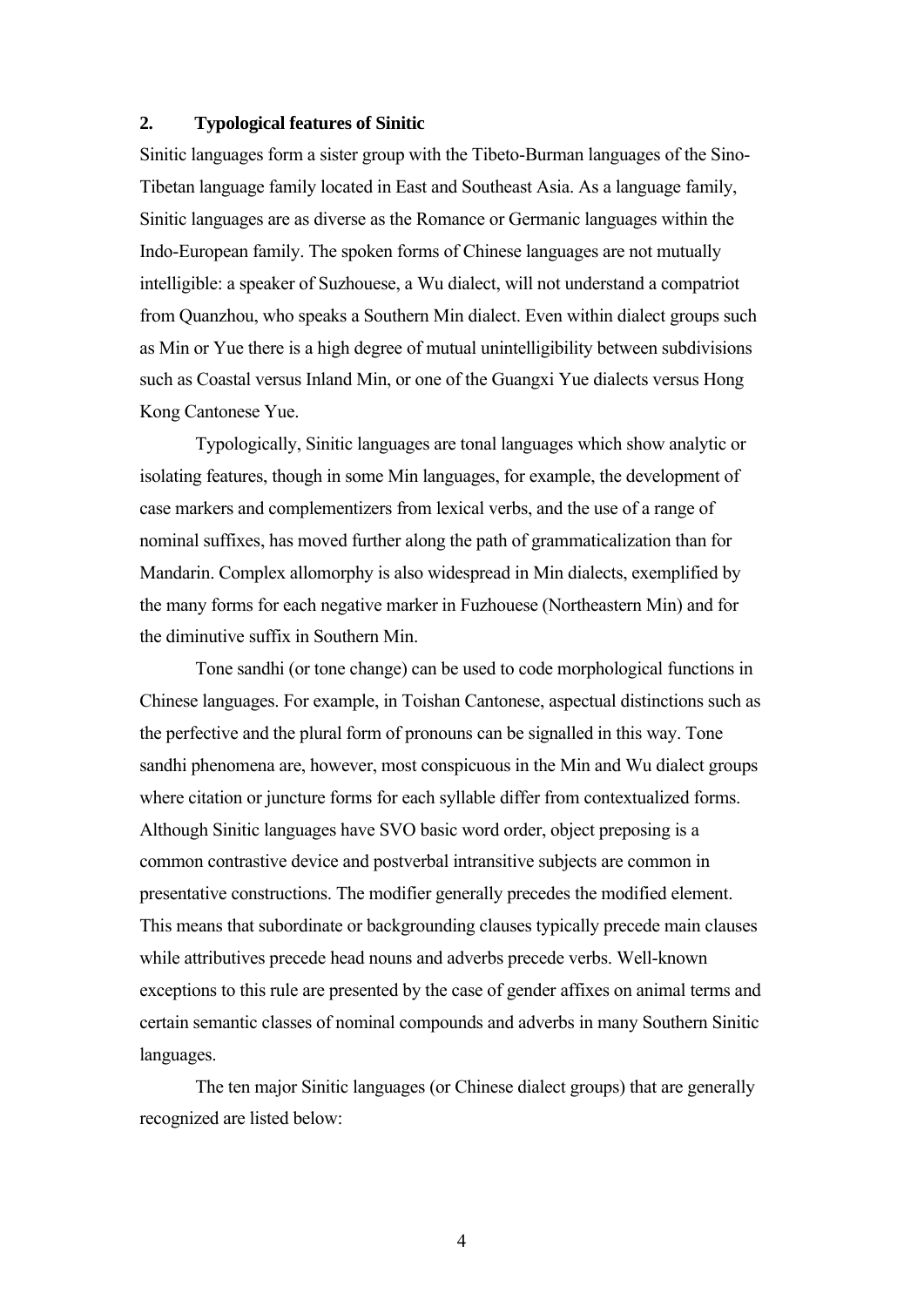## 2. Typological features of Sinitic

Sinitic languages form a sister group with the Tibeto-Burman languages of the Sino-Tibetan language family located in East and Southeast Asia. As a language family, Sinitic languages are as diverse as the Romance or Germanic languages within the Indo-European family. The spoken forms of Chinese languages are not mutually intelligible: a speaker of Suzhouese, a Wu dialect, will not understand a compatriot from Quanzhou, who speaks a Southern Min dialect. Even within dialect groups such as Min or Yue there is a high degree of mutual unintelligibility between subdivisions such as Coastal versus Inland Min, or one of the Guangxi Yue dialects versus Hong Kong Cantonese Yue.

Typologically, Sinitic languages are tonal languages which show analytic or isolating features, though in some Min languages, for example, the development of case markers and complementizers from lexical verbs, and the use of a range of nominal suffixes, has moved further along the path of grammaticalization than for Mandarin. Complex allomorphy is also widespread in Min dialects, exemplified by the many forms for each negative marker in Fuzhouese (Northeastern Min) and for the diminutive suffix in Southern Min.

Tone sandhi (or tone change) can be used to code morphological functions in Chinese languages. For example, in Toishan Cantonese, aspectual distinctions such as the perfective and the plural form of pronouns can be signalled in this way. Tone sandhi phenomena are, however, most conspicuous in the Min and Wu dialect groups where citation or juncture forms for each syllable differ from contextualized forms. Although Sinitic languages have SVO basic word order, object preposing is a common contrastive device and postverbal intransitive subjects are common in presentative constructions. The modifier generally precedes the modified element. This means that subordinate or backgrounding clauses typically precede main clauses while attributives precede head nouns and adverbs precede verbs. Well-known exceptions to this rule are presented by the case of gender affixes on animal terms and certain semantic classes of nominal compounds and adverbs in many Southern Sinitic languages.

The ten major Sinitic languages (or Chinese dialect groups) that are generally recognized are listed below: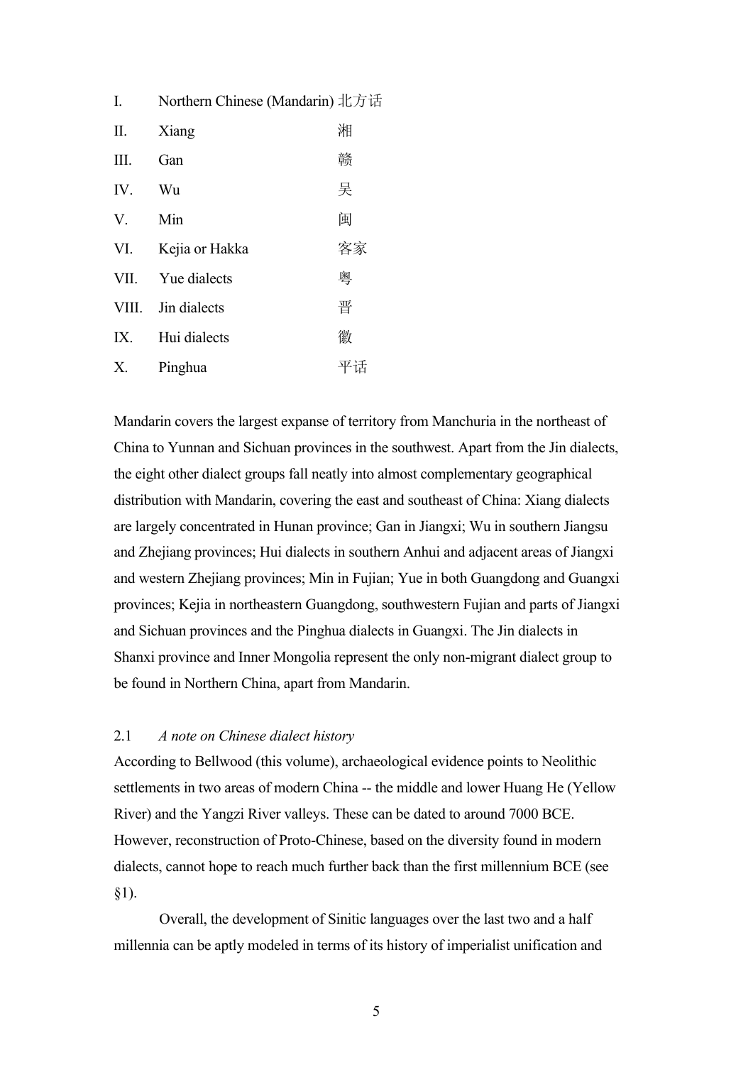| | | |
|---|---|---|
| I. | Northern Chinese (Mandarin) | 北方话 |
| II. | Xiang | 湘 |
| III. | Gan | 赣 |
| IV. | Wu | 吴 |
| V. | Min | 闽 |
| VI. | Kejia or Hakka | 客家 |
| VII. | Yue dialects | 粤 |
| VIII. | Jin dialects | 晋 |
| IX. | Hui dialects | 徽 |
| X. | Pinghua | 平话 |

Mandarin covers the largest expanse of territory from Manchuria in the northeast of China to Yunnan and Sichuan provinces in the southwest. Apart from the Jin dialects, the eight other dialect groups fall neatly into almost complementary geographical distribution with Mandarin, covering the east and southeast of China: Xiang dialects are largely concentrated in Hunan province; Gan in Jiangxi; Wu in southern Jiangsu and Zhejiang provinces; Hui dialects in southern Anhui and adjacent areas of Jiangxi and western Zhejiang provinces; Min in Fujian; Yue in both Guangdong and Guangxi provinces; Kejia in northeastern Guangdong, southwestern Fujian and parts of Jiangxi and Sichuan provinces and the Pinghua dialects in Guangxi. The Jin dialects in Shanxi province and Inner Mongolia represent the only non-migrant dialect group to be found in Northern China, apart from Mandarin.

### 2.1 *A note on Chinese dialect history*

According to Bellwood (this volume), archaeological evidence points to Neolithic settlements in two areas of modern China -- the middle and lower Huang He (Yellow River) and the Yangzi River valleys. These can be dated to around 7000 BCE. However, reconstruction of Proto-Chinese, based on the diversity found in modern dialects, cannot hope to reach much further back than the first millennium BCE (see §1).

Overall, the development of Sinitic languages over the last two and a half millennia can be aptly modeled in terms of its history of imperialist unification and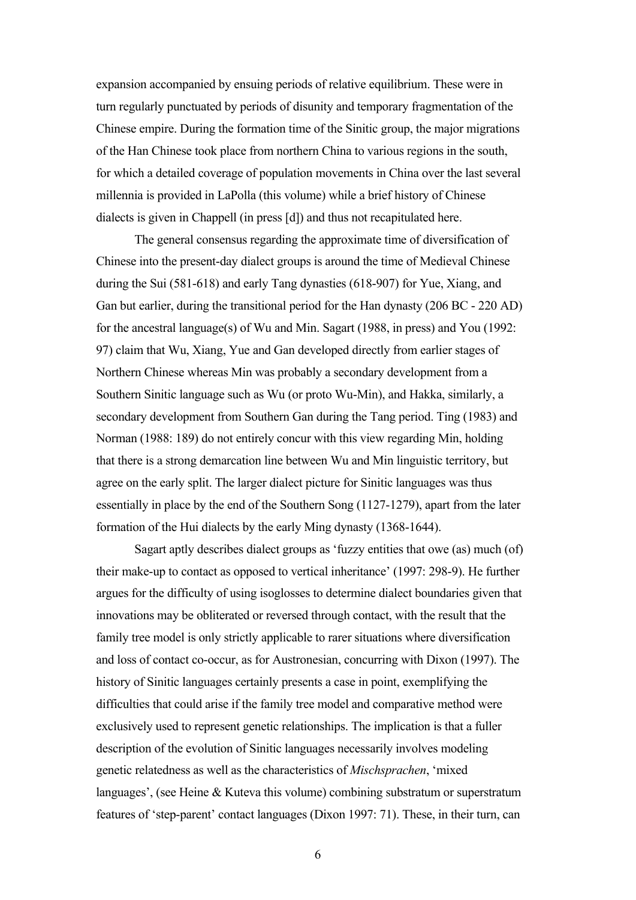expansion accompanied by ensuing periods of relative equilibrium. These were in turn regularly punctuated by periods of disunity and temporary fragmentation of the Chinese empire. During the formation time of the Sinitic group, the major migrations of the Han Chinese took place from northern China to various regions in the south, for which a detailed coverage of population movements in China over the last several millennia is provided in LaPolla (this volume) while a brief history of Chinese dialects is given in Chappell (in press [d]) and thus not recapitulated here.

The general consensus regarding the approximate time of diversification of Chinese into the present-day dialect groups is around the time of Medieval Chinese during the Sui (581-618) and early Tang dynasties (618-907) for Yue, Xiang, and Gan but earlier, during the transitional period for the Han dynasty (206 BC - 220 AD) for the ancestral language(s) of Wu and Min. Sagart (1988, in press) and You (1992: 97) claim that Wu, Xiang, Yue and Gan developed directly from earlier stages of Northern Chinese whereas Min was probably a secondary development from a Southern Sinitic language such as Wu (or proto Wu-Min), and Hakka, similarly, a secondary development from Southern Gan during the Tang period. Ting (1983) and Norman (1988: 189) do not entirely concur with this view regarding Min, holding that there is a strong demarcation line between Wu and Min linguistic territory, but agree on the early split. The larger dialect picture for Sinitic languages was thus essentially in place by the end of the Southern Song (1127-1279), apart from the later formation of the Hui dialects by the early Ming dynasty (1368-1644).

Sagart aptly describes dialect groups as 'fuzzy entities that owe (as) much (of) their make-up to contact as opposed to vertical inheritance' (1997: 298-9). He further argues for the difficulty of using isoglosses to determine dialect boundaries given that innovations may be obliterated or reversed through contact, with the result that the family tree model is only strictly applicable to rarer situations where diversification and loss of contact co-occur, as for Austronesian, concurring with Dixon (1997). The history of Sinitic languages certainly presents a case in point, exemplifying the difficulties that could arise if the family tree model and comparative method were exclusively used to represent genetic relationships. The implication is that a fuller description of the evolution of Sinitic languages necessarily involves modeling genetic relatedness as well as the characteristics of *Mischsprachen*, 'mixed languages', (see Heine & Kuteva this volume) combining substratum or superstratum features of 'step-parent' contact languages (Dixon 1997: 71). These, in their turn, can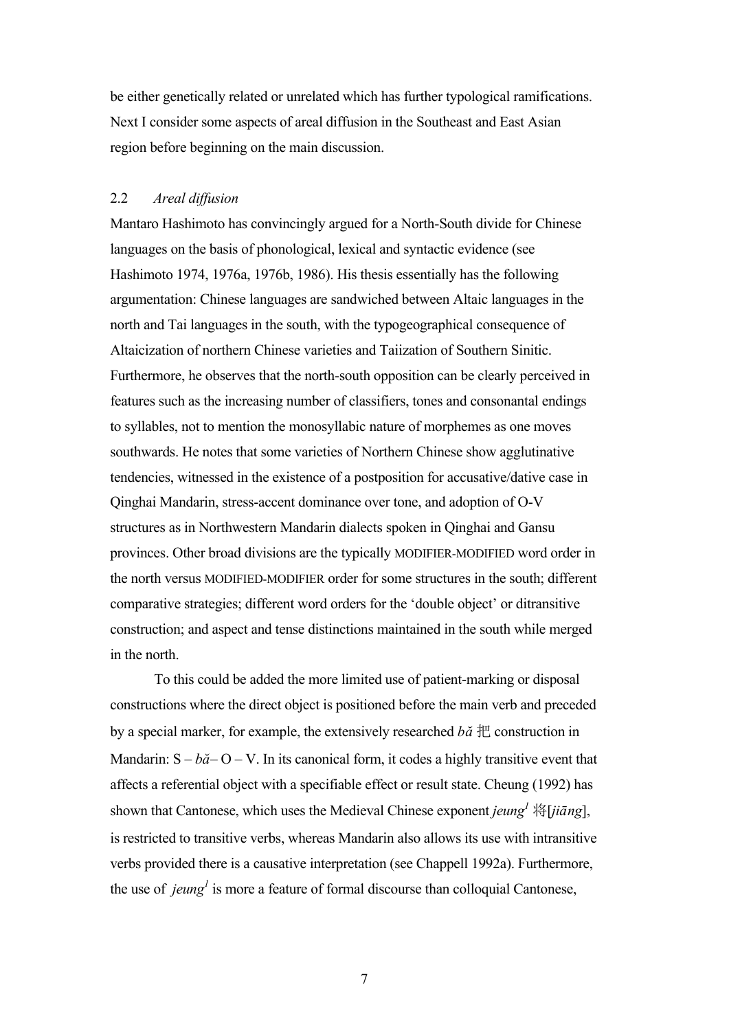be either genetically related or unrelated which has further typological ramifications. Next I consider some aspects of areal diffusion in the Southeast and East Asian region before beginning on the main discussion.

## 2.2 *Areal diffusion*

Mantaro Hashimoto has convincingly argued for a North-South divide for Chinese languages on the basis of phonological, lexical and syntactic evidence (see Hashimoto 1974, 1976a, 1976b, 1986). His thesis essentially has the following argumentation: Chinese languages are sandwiched between Altaic languages in the north and Tai languages in the south, with the typogeographical consequence of Altaicization of northern Chinese varieties and Taiization of Southern Sinitic. Furthermore, he observes that the north-south opposition can be clearly perceived in features such as the increasing number of classifiers, tones and consonantal endings to syllables, not to mention the monosyllabic nature of morphemes as one moves southwards. He notes that some varieties of Northern Chinese show agglutinative tendencies, witnessed in the existence of a postposition for accusative/dative case in Qinghai Mandarin, stress-accent dominance over tone, and adoption of O-V structures as in Northwestern Mandarin dialects spoken in Qinghai and Gansu provinces. Other broad divisions are the typically MODIFIER-MODIFIED word order in the north versus MODIFIED-MODIFIER order for some structures in the south; different comparative strategies; different word orders for the 'double object' or ditransitive construction; and aspect and tense distinctions maintained in the south while merged in the north.

To this could be added the more limited use of patient-marking or disposal constructions where the direct object is positioned before the main verb and preceded by a special marker, for example, the extensively researched *bǎ* 把 construction in Mandarin: S – *bǎ* – O – V. In its canonical form, it codes a highly transitive event that affects a referential object with a specifiable effect or result state. Cheung (1992) has shown that Cantonese, which uses the Medieval Chinese exponent *jeung*[1] 将[*jiāng*], is restricted to transitive verbs, whereas Mandarin also allows its use with intransitive verbs provided there is a causative interpretation (see Chappell 1992a). Furthermore, the use of *jeung*[1] is more a feature of formal discourse than colloquial Cantonese,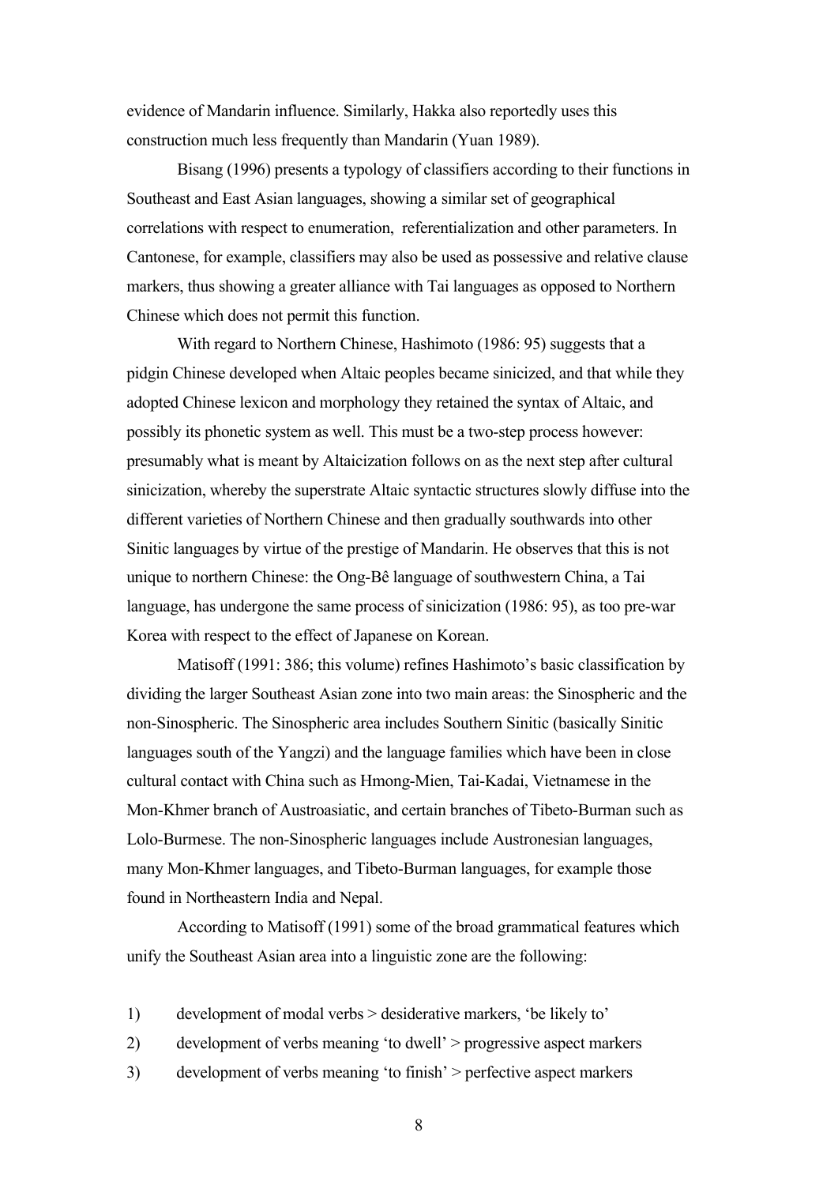evidence of Mandarin influence. Similarly, Hakka also reportedly uses this construction much less frequently than Mandarin (Yuan 1989).

Bisang (1996) presents a typology of classifiers according to their functions in Southeast and East Asian languages, showing a similar set of geographical correlations with respect to enumeration, referentialization and other parameters. In Cantonese, for example, classifiers may also be used as possessive and relative clause markers, thus showing a greater alliance with Tai languages as opposed to Northern Chinese which does not permit this function.

With regard to Northern Chinese, Hashimoto (1986: 95) suggests that a pidgin Chinese developed when Altaic peoples became sinicized, and that while they adopted Chinese lexicon and morphology they retained the syntax of Altaic, and possibly its phonetic system as well. This must be a two-step process however: presumably what is meant by Altaicization follows on as the next step after cultural sinicization, whereby the superstrate Altaic syntactic structures slowly diffuse into the different varieties of Northern Chinese and then gradually southwards into other Sinitic languages by virtue of the prestige of Mandarin. He observes that this is not unique to northern Chinese: the Ong-Bê language of southwestern China, a Tai language, has undergone the same process of sinicization (1986: 95), as too pre-war Korea with respect to the effect of Japanese on Korean.

Matisoff (1991: 386; this volume) refines Hashimoto's basic classification by dividing the larger Southeast Asian zone into two main areas: the Sinospheric and the non-Sinospheric. The Sinospheric area includes Southern Sinitic (basically Sinitic languages south of the Yangzi) and the language families which have been in close cultural contact with China such as Hmong-Mien, Tai-Kadai, Vietnamese in the Mon-Khmer branch of Austroasiatic, and certain branches of Tibeto-Burman such as Lolo-Burmese. The non-Sinospheric languages include Austronesian languages, many Mon-Khmer languages, and Tibeto-Burman languages, for example those found in Northeastern India and Nepal.

According to Matisoff (1991) some of the broad grammatical features which unify the Southeast Asian area into a linguistic zone are the following:

1) development of modal verbs > desiderative markers, 'be likely to'
2) development of verbs meaning 'to dwell' > progressive aspect markers
3) development of verbs meaning 'to finish' > perfective aspect markers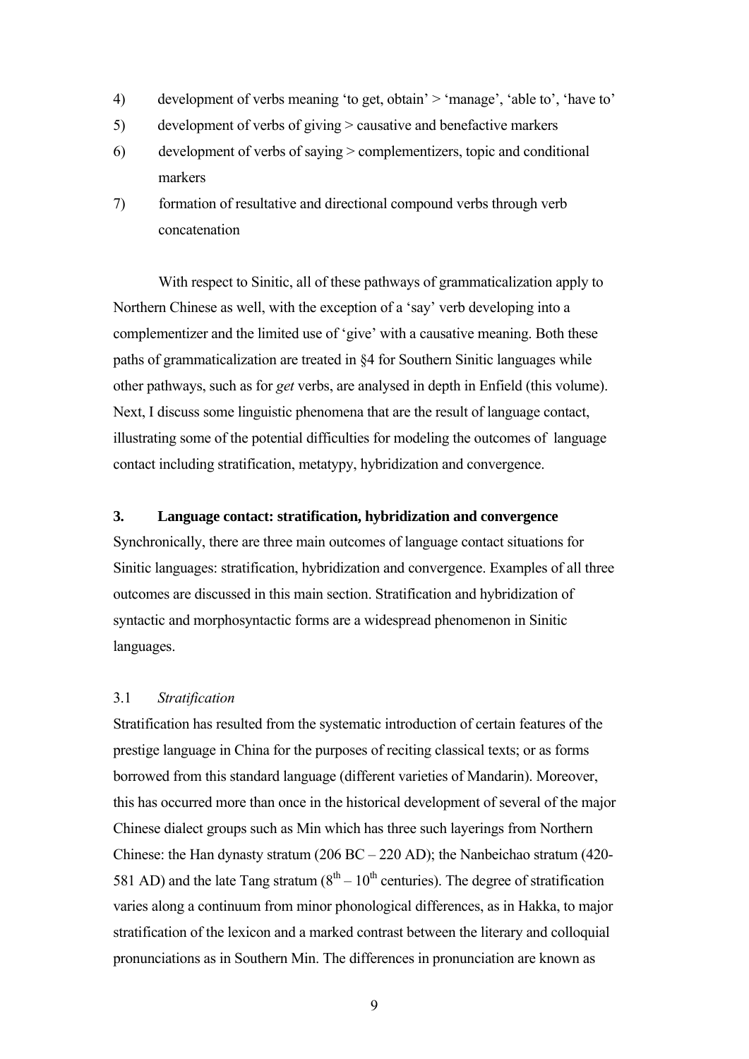4) development of verbs meaning 'to get, obtain' > 'manage', 'able to', 'have to'
5) development of verbs of giving > causative and benefactive markers
6) development of verbs of saying > complementizers, topic and conditional markers
7) formation of resultative and directional compound verbs through verb concatenation

With respect to Sinitic, all of these pathways of grammaticalization apply to Northern Chinese as well, with the exception of a 'say' verb developing into a complementizer and the limited use of 'give' with a causative meaning. Both these paths of grammaticalization are treated in §4 for Southern Sinitic languages while other pathways, such as for *get* verbs, are analysed in depth in Enfield (this volume). Next, I discuss some linguistic phenomena that are the result of language contact, illustrating some of the potential difficulties for modeling the outcomes of language contact including stratification, metatypy, hybridization and convergence.

## 3. Language contact: stratification, hybridization and convergence

Synchronically, there are three main outcomes of language contact situations for Sinitic languages: stratification, hybridization and convergence. Examples of all three outcomes are discussed in this main section. Stratification and hybridization of syntactic and morphosyntactic forms are a widespread phenomenon in Sinitic languages.

### 3.1 *Stratification*

Stratification has resulted from the systematic introduction of certain features of the prestige language in China for the purposes of reciting classical texts; or as forms borrowed from this standard language (different varieties of Mandarin). Moreover, this has occurred more than once in the historical development of several of the major Chinese dialect groups such as Min which has three such layerings from Northern Chinese: the Han dynasty stratum (206 BC – 220 AD); the Nanbeichao stratum (420-581 AD) and the late Tang stratum ($8^{th}$ – $10^{th}$ centuries). The degree of stratification varies along a continuum from minor phonological differences, as in Hakka, to major stratification of the lexicon and a marked contrast between the literary and colloquial pronunciations as in Southern Min. The differences in pronunciation are known as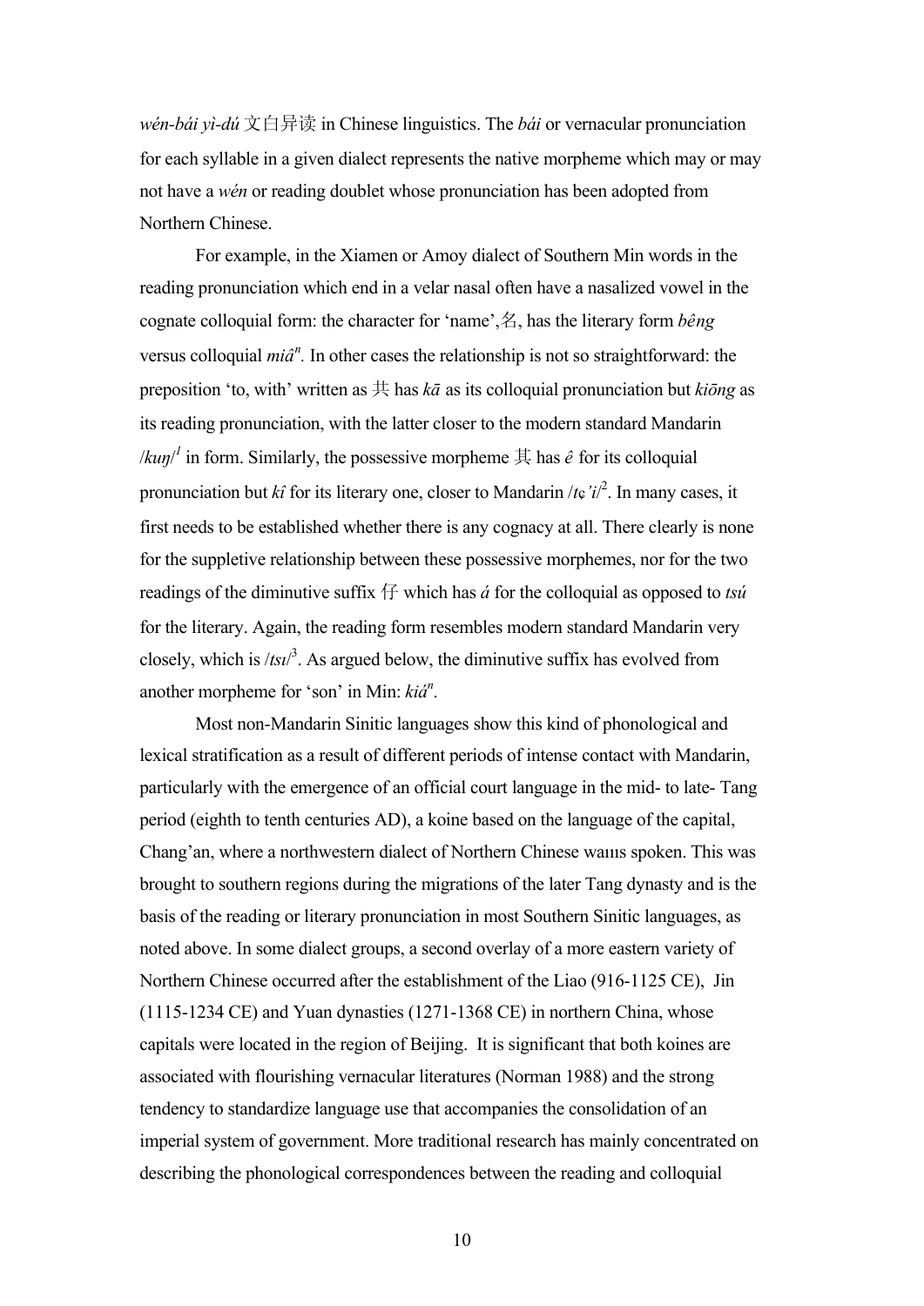*wén-bái yì-dú* 文白异读 in Chinese linguistics. The *bái* or vernacular pronunciation for each syllable in a given dialect represents the native morpheme which may or may not have a *wén* or reading doublet whose pronunciation has been adopted from Northern Chinese.

For example, in the Xiamen or Amoy dialect of Southern Min words in the reading pronunciation which end in a velar nasal often have a nasalized vowel in the cognate colloquial form: the character for 'name',名, has the literary form *bêng* versus colloquial *miâ*ⁿ. In other cases the relationship is not so straightforward: the preposition 'to, with' written as 共 has *kā* as its colloquial pronunciation but *kiōng* as its reading pronunciation, with the latter closer to the modern standard Mandarin /*kuŋ*/[1] in form. Similarly, the possessive morpheme 其 has *ê* for its colloquial pronunciation but *kî* for its literary one, closer to Mandarin /*tɕ'i*/[2]. In many cases, it first needs to be established whether there is any cognacy at all. There clearly is none for the suppletive relationship between these possessive morphemes, nor for the two readings of the diminutive suffix 仔 which has *á* for the colloquial as opposed to *tsú* for the literary. Again, the reading form resembles modern standard Mandarin very closely, which is /*tsɿ*/[3]. As argued below, the diminutive suffix has evolved from another morpheme for 'son' in Min: *kiá*ⁿ.

Most non-Mandarin Sinitic languages show this kind of phonological and lexical stratification as a result of different periods of intense contact with Mandarin, particularly with the emergence of an official court language in the mid- to late- Tang period (eighth to tenth centuries AD), a koine based on the language of the capital, Chang'an, where a northwestern dialect of Northern Chinese waııs spoken. This was brought to southern regions during the migrations of the later Tang dynasty and is the basis of the reading or literary pronunciation in most Southern Sinitic languages, as noted above. In some dialect groups, a second overlay of a more eastern variety of Northern Chinese occurred after the establishment of the Liao (916-1125 CE), Jin (1115-1234 CE) and Yuan dynasties (1271-1368 CE) in northern China, whose capitals were located in the region of Beijing. It is significant that both koines are associated with flourishing vernacular literatures (Norman 1988) and the strong tendency to standardize language use that accompanies the consolidation of an imperial system of government. More traditional research has mainly concentrated on describing the phonological correspondences between the reading and colloquial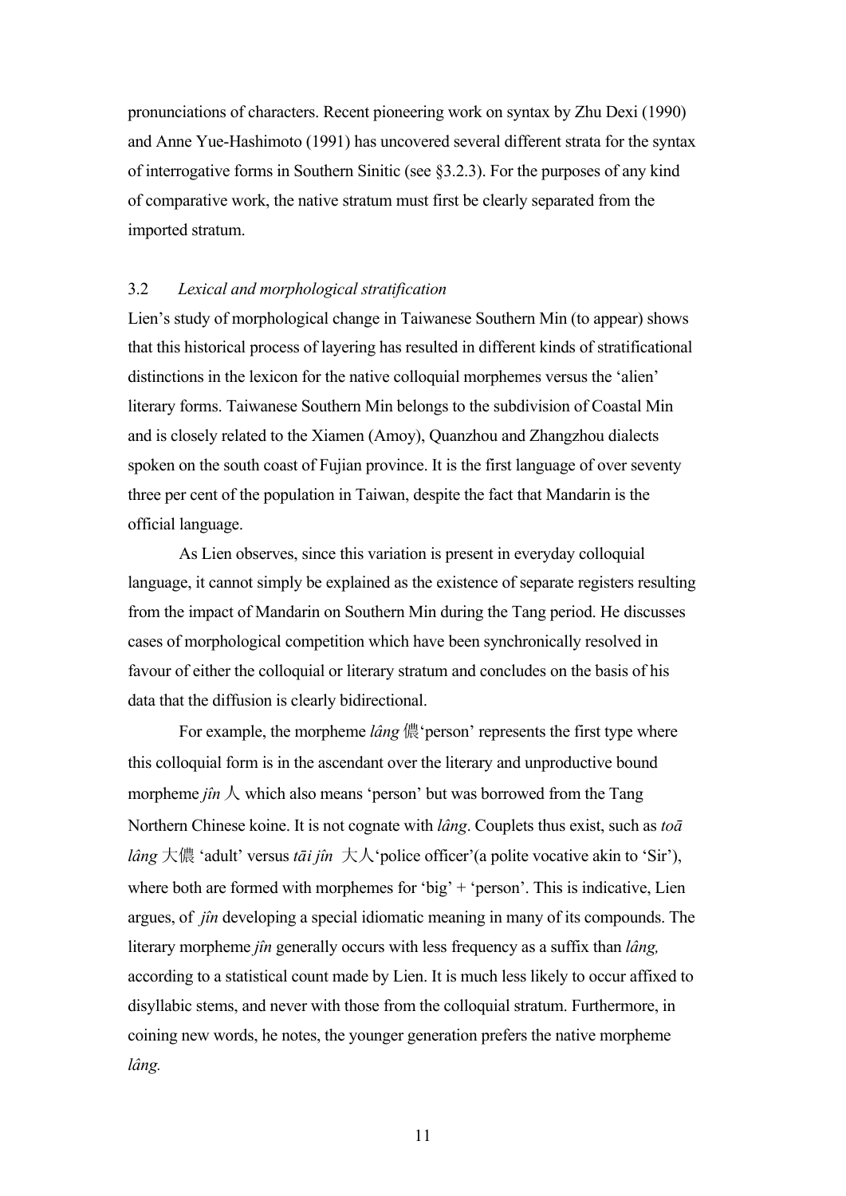pronunciations of characters. Recent pioneering work on syntax by Zhu Dexi (1990) and Anne Yue-Hashimoto (1991) has uncovered several different strata for the syntax of interrogative forms in Southern Sinitic (see §3.2.3). For the purposes of any kind of comparative work, the native stratum must first be clearly separated from the imported stratum.

### 3.2 *Lexical and morphological stratification*

Lien's study of morphological change in Taiwanese Southern Min (to appear) shows that this historical process of layering has resulted in different kinds of stratificational distinctions in the lexicon for the native colloquial morphemes versus the 'alien' literary forms. Taiwanese Southern Min belongs to the subdivision of Coastal Min and is closely related to the Xiamen (Amoy), Quanzhou and Zhangzhou dialects spoken on the south coast of Fujian province. It is the first language of over seventy three per cent of the population in Taiwan, despite the fact that Mandarin is the official language.

As Lien observes, since this variation is present in everyday colloquial language, it cannot simply be explained as the existence of separate registers resulting from the impact of Mandarin on Southern Min during the Tang period. He discusses cases of morphological competition which have been synchronically resolved in favour of either the colloquial or literary stratum and concludes on the basis of his data that the diffusion is clearly bidirectional.

For example, the morpheme *lâng* 儂'person' represents the first type where this colloquial form is in the ascendant over the literary and unproductive bound morpheme *jîn* 人 which also means 'person' but was borrowed from the Tang Northern Chinese koine. It is not cognate with *lâng*. Couplets thus exist, such as *toā lâng* 大儂 'adult' versus *tāi jîn* 大人'police officer'(a polite vocative akin to 'Sir'), where both are formed with morphemes for 'big' + 'person'. This is indicative, Lien argues, of *jîn* developing a special idiomatic meaning in many of its compounds. The literary morpheme *jîn* generally occurs with less frequency as a suffix than *lâng,* according to a statistical count made by Lien. It is much less likely to occur affixed to disyllabic stems, and never with those from the colloquial stratum. Furthermore, in coining new words, he notes, the younger generation prefers the native morpheme *lâng.*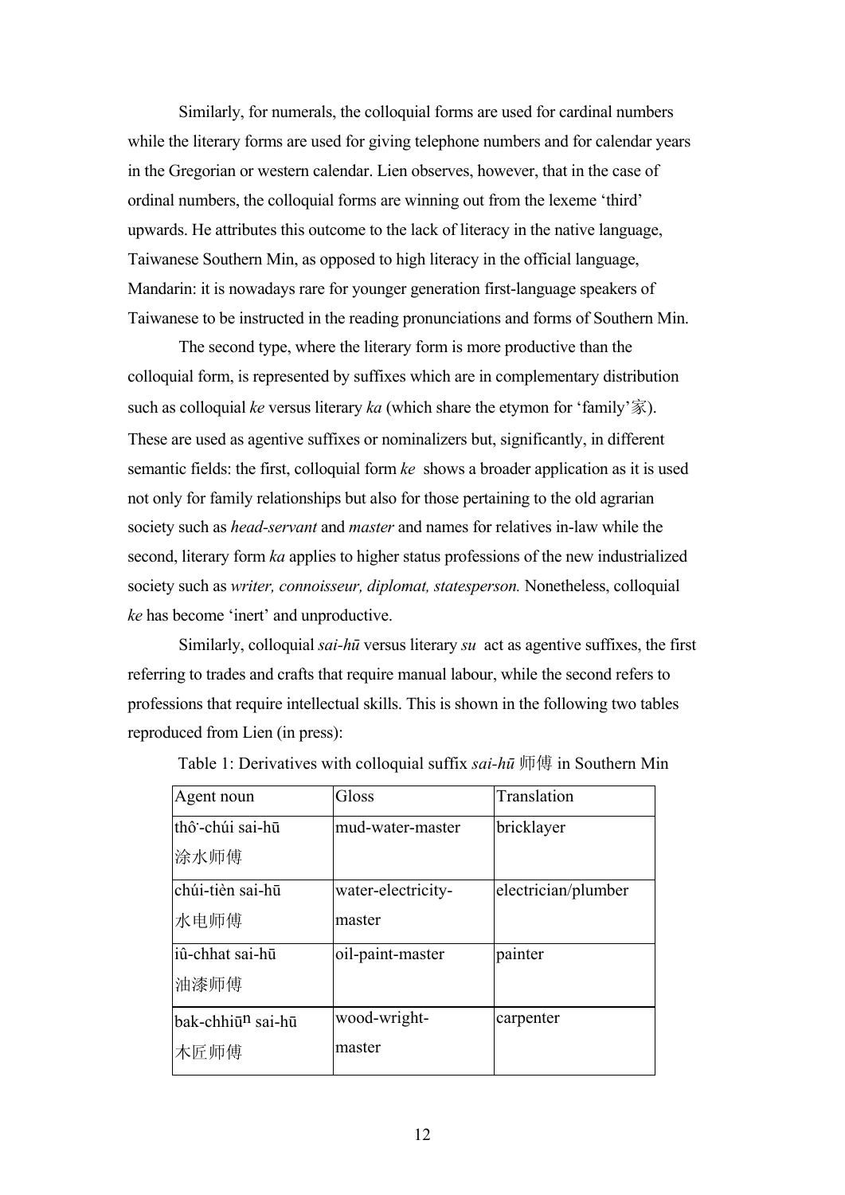Similarly, for numerals, the colloquial forms are used for cardinal numbers while the literary forms are used for giving telephone numbers and for calendar years in the Gregorian or western calendar. Lien observes, however, that in the case of ordinal numbers, the colloquial forms are winning out from the lexeme 'third' upwards. He attributes this outcome to the lack of literacy in the native language, Taiwanese Southern Min, as opposed to high literacy in the official language, Mandarin: it is nowadays rare for younger generation first-language speakers of Taiwanese to be instructed in the reading pronunciations and forms of Southern Min.

The second type, where the literary form is more productive than the colloquial form, is represented by suffixes which are in complementary distribution such as colloquial *ke* versus literary *ka* (which share the etymon for 'family'家). These are used as agentive suffixes or nominalizers but, significantly, in different semantic fields: the first, colloquial form *ke* shows a broader application as it is used not only for family relationships but also for those pertaining to the old agrarian society such as *head-servant* and *master* and names for relatives in-law while the second, literary form *ka* applies to higher status professions of the new industrialized society such as *writer, connoisseur, diplomat, statesperson.* Nonetheless, colloquial *ke* has become 'inert' and unproductive.

Similarly, colloquial *sai-hū* versus literary *su* act as agentive suffixes, the first referring to trades and crafts that require manual labour, while the second refers to professions that require intellectual skills. This is shown in the following two tables reproduced from Lien (in press):

Table 1: Derivatives with colloquial suffix *sai-hū* 师傅 in Southern Min

| Agent noun | Gloss | Translation |
|---|---|---|
| thô͘-chúi sai-hū 涂水师傅 | mud-water-master | bricklayer |
| chúi-tièn sai-hū 水电师傅 | water-electricity-master | electrician/plumber |
| iû-chhat sai-hū 油漆师傅 | oil-paint-master | painter |
| bak-chhiūⁿ sai-hū 木匠师傅 | wood-wright-master | carpenter |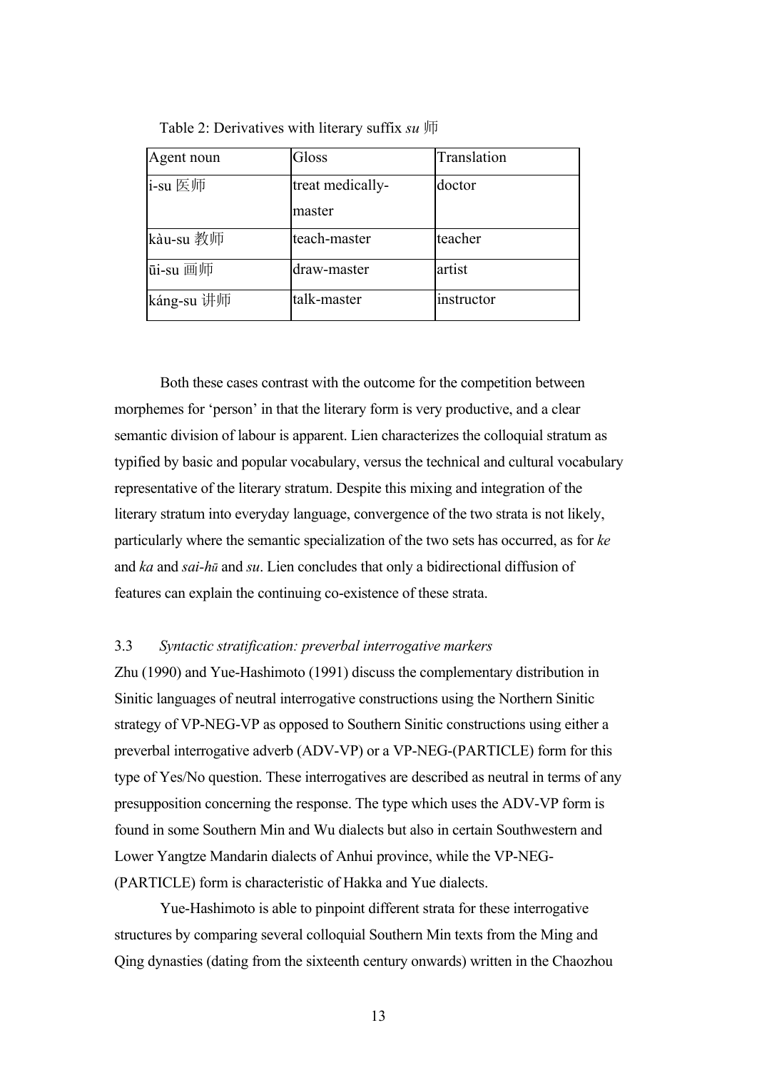Table 2: Derivatives with literary suffix *su* 师

| Agent noun | Gloss | Translation |
| --- | --- | --- |
| i-su 医师 | treat medically-master | doctor |
| kàu-su 教师 | teach-master | teacher |
| ūi-su 画师 | draw-master | artist |
| káng-su 讲师 | talk-master | instructor |

Both these cases contrast with the outcome for the competition between morphemes for 'person' in that the literary form is very productive, and a clear semantic division of labour is apparent. Lien characterizes the colloquial stratum as typified by basic and popular vocabulary, versus the technical and cultural vocabulary representative of the literary stratum. Despite this mixing and integration of the literary stratum into everyday language, convergence of the two strata is not likely, particularly where the semantic specialization of the two sets has occurred, as for *ke* and *ka* and *sai-hū* and *su*. Lien concludes that only a bidirectional diffusion of features can explain the continuing co-existence of these strata.

### 3.3 *Syntactic stratification: preverbal interrogative markers*

Zhu (1990) and Yue-Hashimoto (1991) discuss the complementary distribution in Sinitic languages of neutral interrogative constructions using the Northern Sinitic strategy of VP-NEG-VP as opposed to Southern Sinitic constructions using either a preverbal interrogative adverb (ADV-VP) or a VP-NEG-(PARTICLE) form for this type of Yes/No question. These interrogatives are described as neutral in terms of any presupposition concerning the response. The type which uses the ADV-VP form is found in some Southern Min and Wu dialects but also in certain Southwestern and Lower Yangtze Mandarin dialects of Anhui province, while the VP-NEG-(PARTICLE) form is characteristic of Hakka and Yue dialects.

Yue-Hashimoto is able to pinpoint different strata for these interrogative structures by comparing several colloquial Southern Min texts from the Ming and Qing dynasties (dating from the sixteenth century onwards) written in the Chaozhou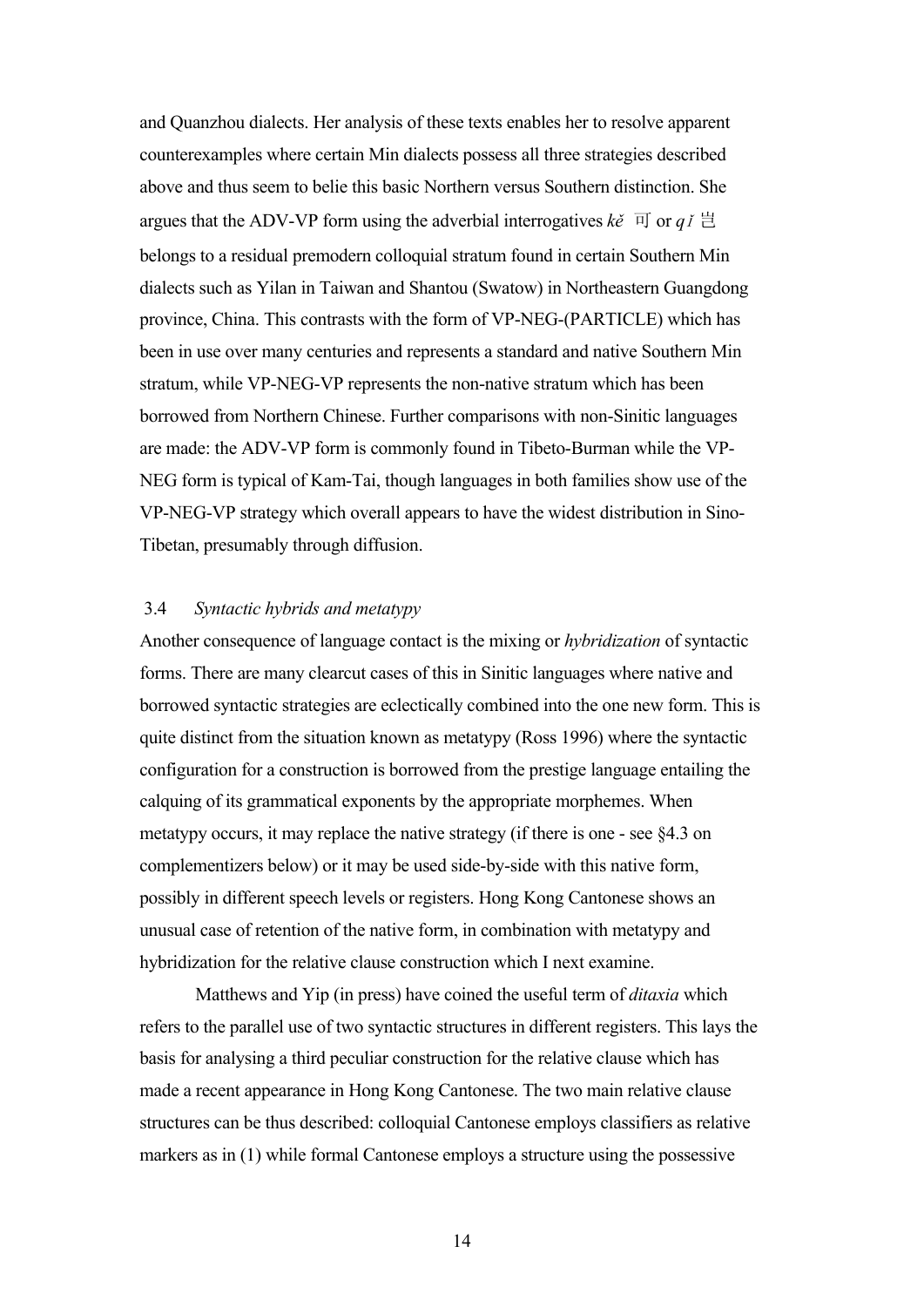and Quanzhou dialects. Her analysis of these texts enables her to resolve apparent counterexamples where certain Min dialects possess all three strategies described above and thus seem to belie this basic Northern versus Southern distinction. She argues that the ADV-VP form using the adverbial interrogatives *kě* 可 or *qǐ* 豈 belongs to a residual premodern colloquial stratum found in certain Southern Min dialects such as Yilan in Taiwan and Shantou (Swatow) in Northeastern Guangdong province, China. This contrasts with the form of VP-NEG-(PARTICLE) which has been in use over many centuries and represents a standard and native Southern Min stratum, while VP-NEG-VP represents the non-native stratum which has been borrowed from Northern Chinese. Further comparisons with non-Sinitic languages are made: the ADV-VP form is commonly found in Tibeto-Burman while the VP-NEG form is typical of Kam-Tai, though languages in both families show use of the VP-NEG-VP strategy which overall appears to have the widest distribution in Sino-Tibetan, presumably through diffusion.

### 3.4 *Syntactic hybrids and metatypy*

Another consequence of language contact is the mixing or *hybridization* of syntactic forms. There are many clearcut cases of this in Sinitic languages where native and borrowed syntactic strategies are eclectically combined into the one new form. This is quite distinct from the situation known as metatypy (Ross 1996) where the syntactic configuration for a construction is borrowed from the prestige language entailing the calquing of its grammatical exponents by the appropriate morphemes. When metatypy occurs, it may replace the native strategy (if there is one - see §4.3 on complementizers below) or it may be used side-by-side with this native form, possibly in different speech levels or registers. Hong Kong Cantonese shows an unusual case of retention of the native form, in combination with metatypy and hybridization for the relative clause construction which I next examine.

Matthews and Yip (in press) have coined the useful term of *ditaxia* which refers to the parallel use of two syntactic structures in different registers. This lays the basis for analysing a third peculiar construction for the relative clause which has made a recent appearance in Hong Kong Cantonese. The two main relative clause structures can be thus described: colloquial Cantonese employs classifiers as relative markers as in (1) while formal Cantonese employs a structure using the possessive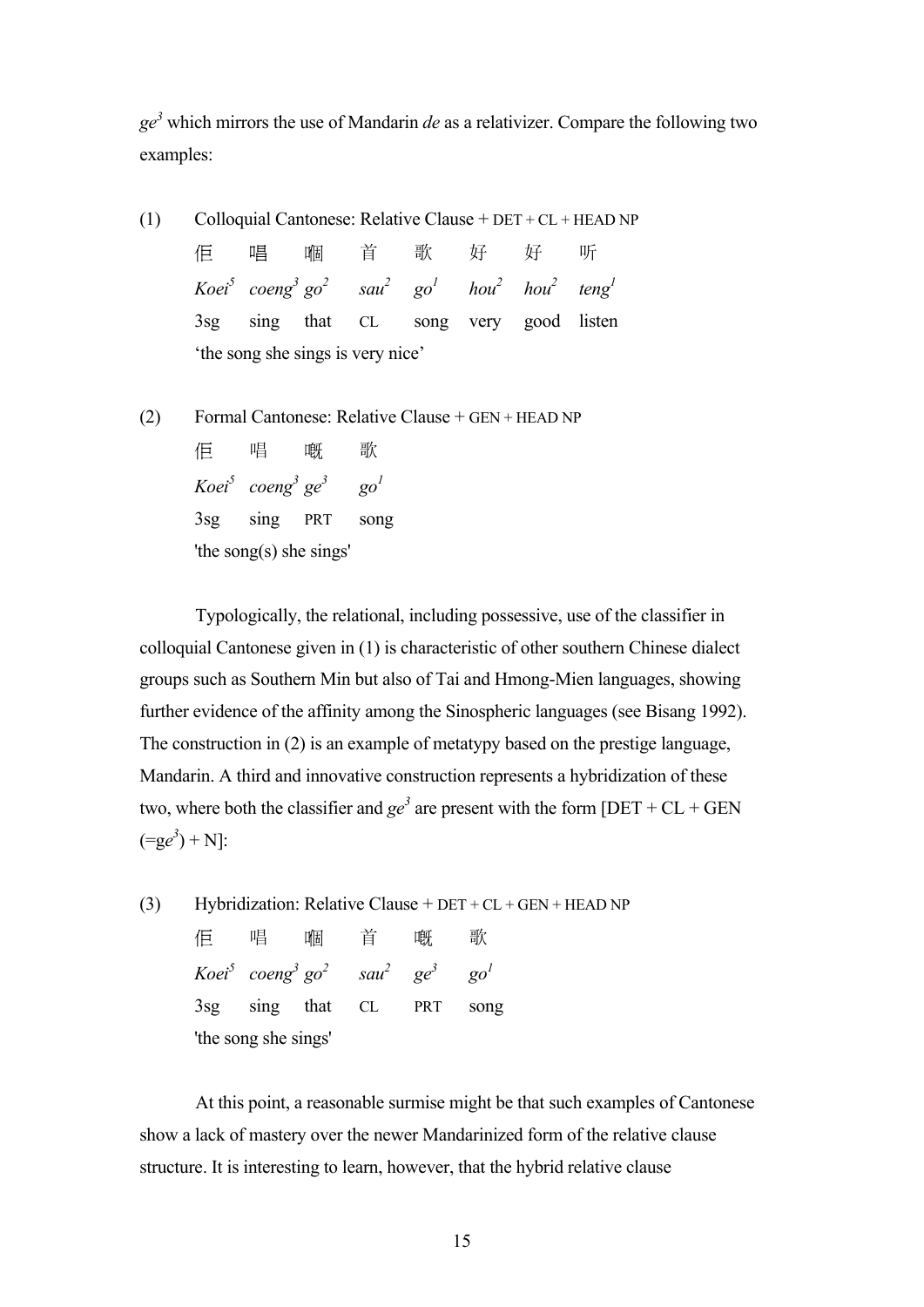*ge*[3] which mirrors the use of Mandarin *de* as a relativizer. Compare the following two examples:

(1) Colloquial Cantonese: Relative Clause + DET + CL + HEAD NP

| 佢 | 唱 | 嗰 | 首 | 歌 | 好 | 好 | 听 |
|---|---|---|---|---|---|---|---|
| *Koei*[5] | *coeng*[3] | *go*[2] | *sau*[2] | *go*[1] | *hou*[2] | *hou*[2] | *teng*[1] |
| 3sg | sing | that | CL | song | very | good | listen |

'the song she sings is very nice'

(2) Formal Cantonese: Relative Clause + GEN + HEAD NP

| 佢 | 唱 | 嘅 | 歌 |
|---|---|---|---|
| *Koei*[5] | *coeng*[3] | *ge*[3] | *go*[1] |
| 3sg | sing | PRT | song |

'the song(s) she sings'

Typologically, the relational, including possessive, use of the classifier in colloquial Cantonese given in (1) is characteristic of other southern Chinese dialect groups such as Southern Min but also of Tai and Hmong-Mien languages, showing further evidence of the affinity among the Sinospheric languages (see Bisang 1992). The construction in (2) is an example of metatypy based on the prestige language, Mandarin. A third and innovative construction represents a hybridization of these two, where both the classifier and *ge*[3] are present with the form [DET + CL + GEN (=g*e*[3]) + N]:

(3) Hybridization: Relative Clause + DET + CL + GEN + HEAD NP

| 佢 | 唱 | 嗰 | 首 | 嘅 | 歌 |
|---|---|---|---|---|---|
| *Koei*[5] | *coeng*[3] | *go*[2] | *sau*[2] | *ge*[3] | *go*[1] |
| 3sg | sing | that | CL | PRT | song |

'the song she sings'

At this point, a reasonable surmise might be that such examples of Cantonese show a lack of mastery over the newer Mandarinized form of the relative clause structure. It is interesting to learn, however, that the hybrid relative clause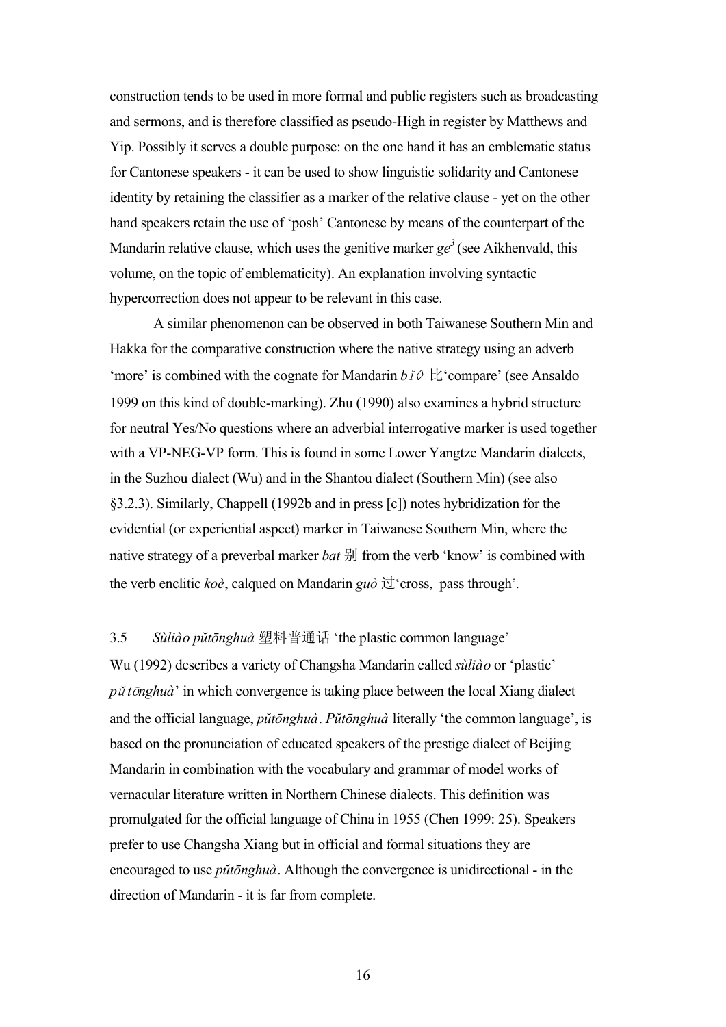construction tends to be used in more formal and public registers such as broadcasting and sermons, and is therefore classified as pseudo-High in register by Matthews and Yip. Possibly it serves a double purpose: on the one hand it has an emblematic status for Cantonese speakers - it can be used to show linguistic solidarity and Cantonese identity by retaining the classifier as a marker of the relative clause - yet on the other hand speakers retain the use of 'posh' Cantonese by means of the counterpart of the Mandarin relative clause, which uses the genitive marker *ge*[3] (see Aikhenvald, this volume, on the topic of emblematicity). An explanation involving syntactic hypercorrection does not appear to be relevant in this case.

A similar phenomenon can be observed in both Taiwanese Southern Min and Hakka for the comparative construction where the native strategy using an adverb 'more' is combined with the cognate for Mandarin *bǐ* 比'compare' (see Ansaldo 1999 on this kind of double-marking). Zhu (1990) also examines a hybrid structure for neutral Yes/No questions where an adverbial interrogative marker is used together with a VP-NEG-VP form. This is found in some Lower Yangtze Mandarin dialects, in the Suzhou dialect (Wu) and in the Shantou dialect (Southern Min) (see also §3.2.3). Similarly, Chappell (1992b and in press [c]) notes hybridization for the evidential (or experiential aspect) marker in Taiwanese Southern Min, where the native strategy of a preverbal marker *bat* 别 from the verb 'know' is combined with the verb enclitic *koè*, calqued on Mandarin *guò* 过'cross, pass through'.

### 3.5 *Sùliào pǔtōnghuà* 塑料普通话 'the plastic common language'

Wu (1992) describes a variety of Changsha Mandarin called *sùliào* or 'plastic' *pǔtōnghuà*' in which convergence is taking place between the local Xiang dialect and the official language, *pǔtōnghuà*. *Pǔtōnghuà* literally 'the common language', is based on the pronunciation of educated speakers of the prestige dialect of Beijing Mandarin in combination with the vocabulary and grammar of model works of vernacular literature written in Northern Chinese dialects. This definition was promulgated for the official language of China in 1955 (Chen 1999: 25). Speakers prefer to use Changsha Xiang but in official and formal situations they are encouraged to use *pǔtōnghuà*. Although the convergence is unidirectional - in the direction of Mandarin - it is far from complete.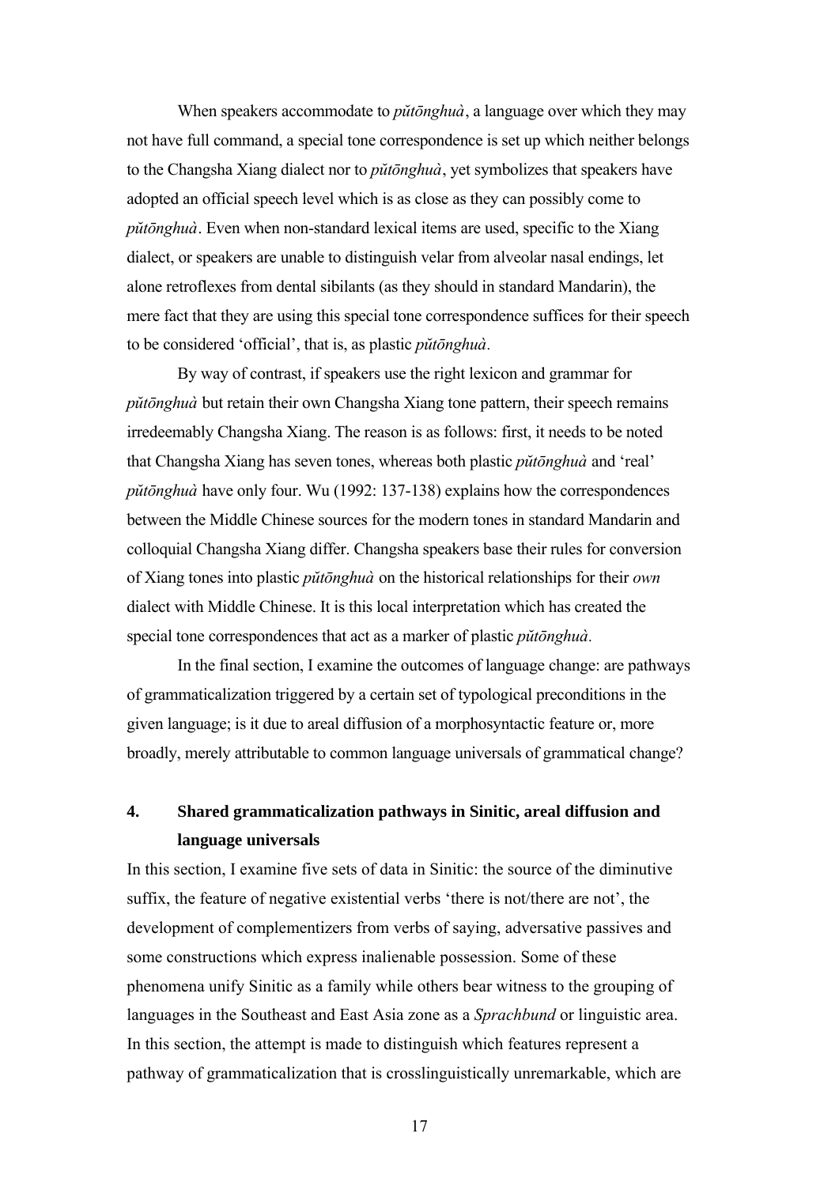When speakers accommodate to *pŭtōnghuà*, a language over which they may not have full command, a special tone correspondence is set up which neither belongs to the Changsha Xiang dialect nor to *pŭtōnghuà*, yet symbolizes that speakers have adopted an official speech level which is as close as they can possibly come to *pŭtōnghuà*. Even when non-standard lexical items are used, specific to the Xiang dialect, or speakers are unable to distinguish velar from alveolar nasal endings, let alone retroflexes from dental sibilants (as they should in standard Mandarin), the mere fact that they are using this special tone correspondence suffices for their speech to be considered 'official', that is, as plastic *pŭtōnghuà*.

By way of contrast, if speakers use the right lexicon and grammar for *pŭtōnghuà* but retain their own Changsha Xiang tone pattern, their speech remains irredeemably Changsha Xiang. The reason is as follows: first, it needs to be noted that Changsha Xiang has seven tones, whereas both plastic *pŭtōnghuà* and 'real' *pŭtōnghuà* have only four. Wu (1992: 137-138) explains how the correspondences between the Middle Chinese sources for the modern tones in standard Mandarin and colloquial Changsha Xiang differ. Changsha speakers base their rules for conversion of Xiang tones into plastic *pŭtōnghuà* on the historical relationships for their *own* dialect with Middle Chinese. It is this local interpretation which has created the special tone correspondences that act as a marker of plastic *pŭtōnghuà*.

In the final section, I examine the outcomes of language change: are pathways of grammaticalization triggered by a certain set of typological preconditions in the given language; is it due to areal diffusion of a morphosyntactic feature or, more broadly, merely attributable to common language universals of grammatical change?

## 4. Shared grammaticalization pathways in Sinitic, areal diffusion and language universals

In this section, I examine five sets of data in Sinitic: the source of the diminutive suffix, the feature of negative existential verbs 'there is not/there are not', the development of complementizers from verbs of saying, adversative passives and some constructions which express inalienable possession. Some of these phenomena unify Sinitic as a family while others bear witness to the grouping of languages in the Southeast and East Asia zone as a *Sprachbund* or linguistic area. In this section, the attempt is made to distinguish which features represent a pathway of grammaticalization that is crosslinguistically unremarkable, which are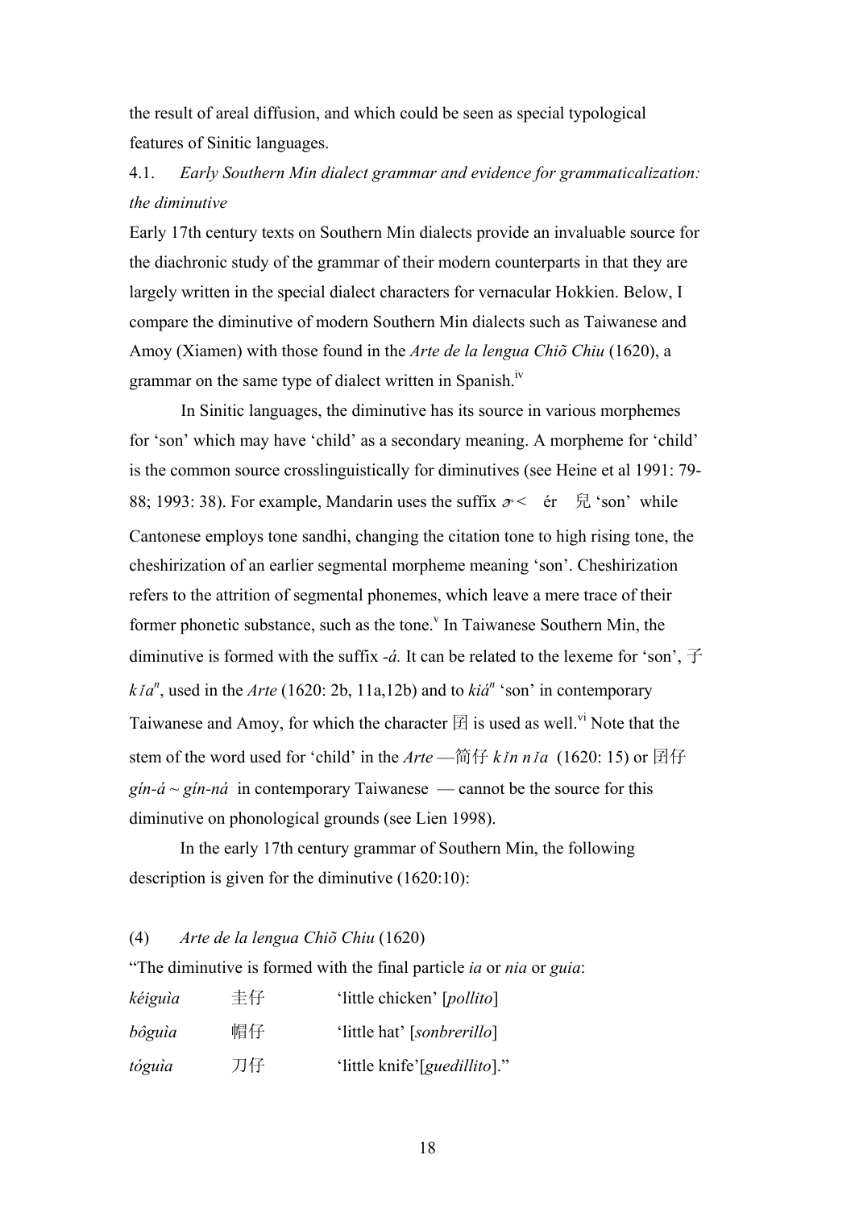the result of areal diffusion, and which could be seen as special typological features of Sinitic languages.

### 4.1. *Early Southern Min dialect grammar and evidence for grammaticalization: the diminutive*

Early 17th century texts on Southern Min dialects provide an invaluable source for the diachronic study of the grammar of their modern counterparts in that they are largely written in the special dialect characters for vernacular Hokkien. Below, I compare the diminutive of modern Southern Min dialects such as Taiwanese and Amoy (Xiamen) with those found in the *Arte de la lengua Chiõ Chiu* (1620), a grammar on the same type of dialect written in Spanish.[iv]

In Sinitic languages, the diminutive has its source in various morphemes for 'son' which may have 'child' as a secondary meaning. A morpheme for 'child' is the common source crosslinguistically for diminutives (see Heine et al 1991: 79-88; 1993: 38). For example, Mandarin uses the suffix ɚ < ér 兒 'son' while Cantonese employs tone sandhi, changing the citation tone to high rising tone, the cheshirization of an earlier segmental morpheme meaning 'son'. Cheshirization refers to the attrition of segmental phonemes, which leave a mere trace of their former phonetic substance, such as the tone.[v] In Taiwanese Southern Min, the diminutive is formed with the suffix *-á.* It can be related to the lexeme for 'son', 子 *kĭa*[n], used in the *Arte* (1620: 2b, 11a,12b) and to *kiá*[n] 'son' in contemporary Taiwanese and Amoy, for which the character 囝 is used as well.[vi] Note that the stem of the word used for 'child' in the *Arte* —简仔 *kĭn nĭa* (1620: 15) or 囝仔 *gín-á* ~ *gín-ná* in contemporary Taiwanese — cannot be the source for this diminutive on phonological grounds (see Lien 1998).

In the early 17th century grammar of Southern Min, the following description is given for the diminutive (1620:10):

(4) *Arte de la lengua Chiõ Chiu* (1620)

"The diminutive is formed with the final particle *ia* or *nia* or *guia*:

| | | |
|---|---|---|
| *kéiguìa* | 圭仔 | 'little chicken' [*pollito*] |
| *bôguìa* | 帽仔 | 'little hat' [*sonbrerillo*] |
| *tóguìa* | 刀仔 | 'little knife'[*guedillito*]." |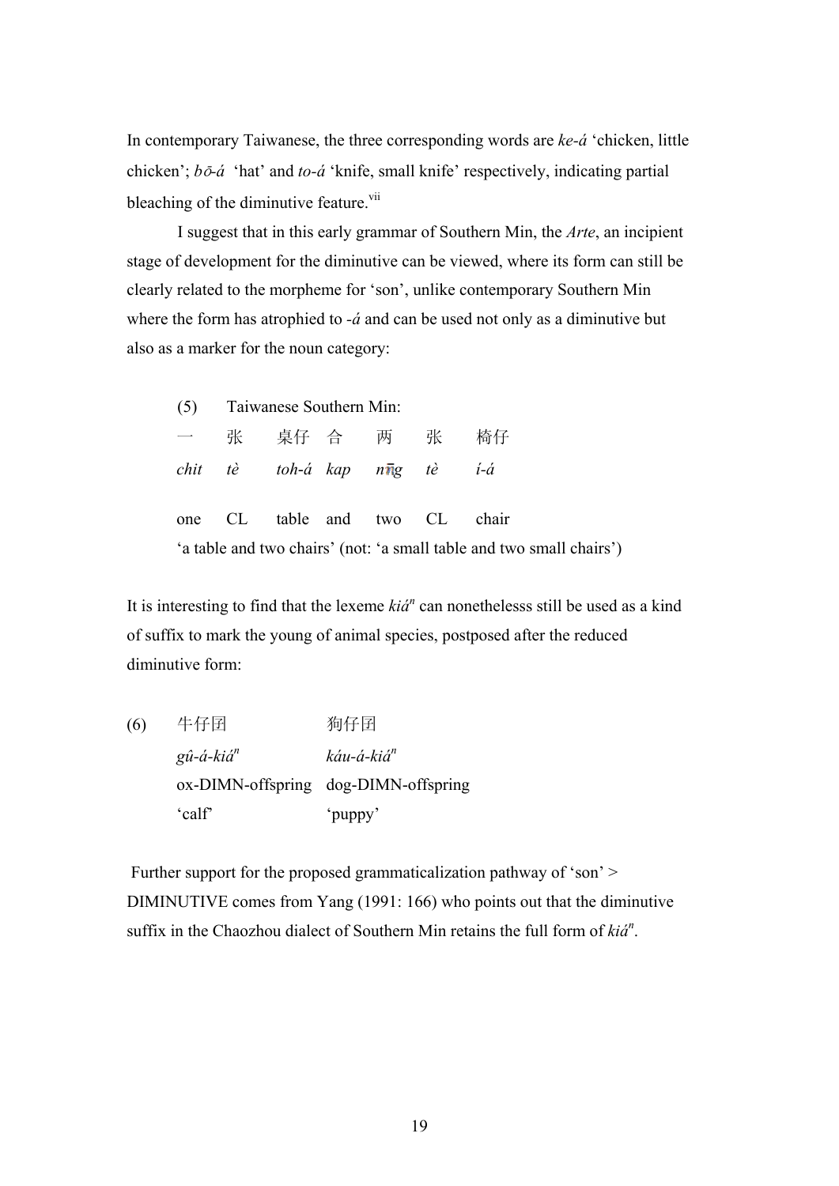In contemporary Taiwanese, the three corresponding words are *ke-á* 'chicken, little chicken'; *bō-á* 'hat' and *to-á* 'knife, small knife' respectively, indicating partial bleaching of the diminutive feature.[vii]

I suggest that in this early grammar of Southern Min, the *Arte*, an incipient stage of development for the diminutive can be viewed, where its form can still be clearly related to the morpheme for 'son', unlike contemporary Southern Min where the form has atrophied to *-á* and can be used not only as a diminutive but also as a marker for the noun category:

(5) Taiwanese Southern Min:

| 一 | 张 | 桌仔 | 合 | 两 | 张 | 椅仔 |
|---|---|---|---|---|---|---|
| *chit* | *tè* | *toh-á* | *kap* | *nn̄g* | *tè* | *í-á* |
| one | CL | table | and | two | CL | chair |

'a table and two chairs' (not: 'a small table and two small chairs')

It is interesting to find that the lexeme *kiá*ⁿ can nonethelesss still be used as a kind of suffix to mark the young of animal species, postposed after the reduced diminutive form:

(6)

| 牛仔囝 | 狗仔囝 |
|---|---|
| *gû-á-kiá*ⁿ | *káu-á-kiá*ⁿ |
| ox-DIMN-offspring | dog-DIMN-offspring |
| 'calf' | 'puppy' |

Further support for the proposed grammaticalization pathway of 'son' > DIMINUTIVE comes from Yang (1991: 166) who points out that the diminutive suffix in the Chaozhou dialect of Southern Min retains the full form of *kiá*ⁿ.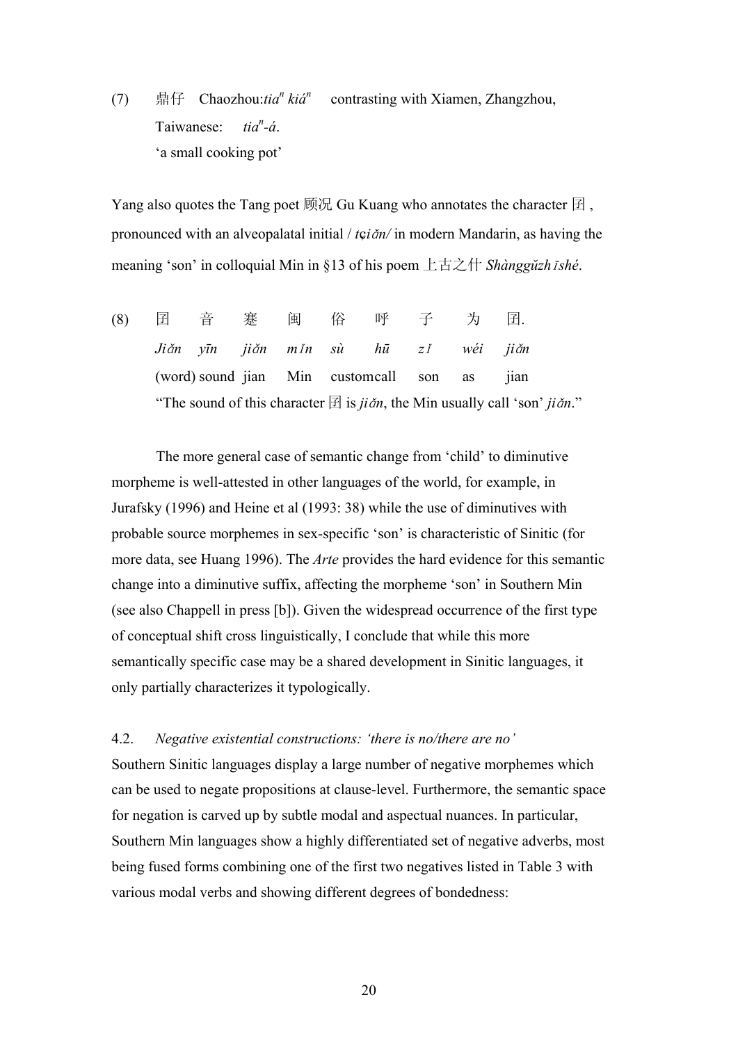(7) 鼎仔 Chaozhou:*tia$^n$ kiá$^n$* contrasting with Xiamen, Zhangzhou, Taiwanese: *tia$^n$-á*.
'a small cooking pot'

Yang also quotes the Tang poet 顾况 Gu Kuang who annotates the character 囝, pronounced with an alveopalatal initial /*tɕiǎn/* in modern Mandarin, as having the meaning 'son' in colloquial Min in §13 of his poem 上古之什 *Shànggǔzhīshé*.

| (8) | 囝 | 音 | 蹇 | 闽 | 俗 | 呼 | 子 | 为 | 囝. |
|---|---|---|---|---|---|---|---|---|---|
| | *Jiǎn* | *yīn* | *jiǎn* | *mǐn* | *sù* | *hū* | *zǐ* | *wéi* | *jiǎn* |
| | (word) | sound | jian | Min | custom | call | son | as | jian |

"The sound of this character 囝 is *jiǎn*, the Min usually call 'son' *jiǎn*."

The more general case of semantic change from 'child' to diminutive morpheme is well-attested in other languages of the world, for example, in Jurafsky (1996) and Heine et al (1993: 38) while the use of diminutives with probable source morphemes in sex-specific 'son' is characteristic of Sinitic (for more data, see Huang 1996). The *Arte* provides the hard evidence for this semantic change into a diminutive suffix, affecting the morpheme 'son' in Southern Min (see also Chappell in press [b]). Given the widespread occurrence of the first type of conceptual shift cross linguistically, I conclude that while this more semantically specific case may be a shared development in Sinitic languages, it only partially characterizes it typologically.

### 4.2. *Negative existential constructions: 'there is no/there are no'*

Southern Sinitic languages display a large number of negative morphemes which can be used to negate propositions at clause-level. Furthermore, the semantic space for negation is carved up by subtle modal and aspectual nuances. In particular, Southern Min languages show a highly differentiated set of negative adverbs, most being fused forms combining one of the first two negatives listed in Table 3 with various modal verbs and showing different degrees of bondedness: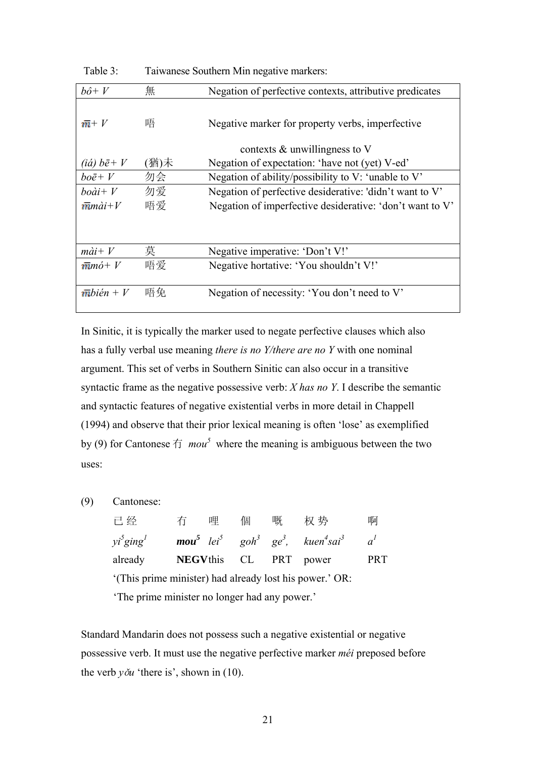Table 3: Taiwanese Southern Min negative markers:

| | | |
|---|---|---|
| *bô+ V* | 無 | Negation of perfective contexts, attributive predicates |
| *m̄+ V* | 唔 | Negative marker for property verbs, imperfective contexts & unwillingness to V |
| *(iá) bē+ V* | (猶)未 | Negation of expectation: 'have not (yet) V-ed' |
| *boē+ V* | 勿会 | Negation of ability/possibility to V: 'unable to V' |
| *boài+ V* | 勿爱 | Negation of perfective desiderative: 'didn't want to V' |
| *m̄mài+V* | 唔爱 | Negation of imperfective desiderative: 'don't want to V' |
| *mài+ V* | 莫 | Negative imperative: 'Don't V!' |
| *m̄mó+ V* | 唔爱 | Negative hortative: 'You shouldn't V!' |
| *m̄bién + V* | 唔免 | Negation of necessity: 'You don't need to V' |

In Sinitic, it is typically the marker used to negate perfective clauses which also has a fully verbal use meaning *there is no Y/there are no Y* with one nominal argument. This set of verbs in Southern Sinitic can also occur in a transitive syntactic frame as the negative possessive verb: *X has no Y*. I describe the semantic and syntactic features of negative existential verbs in more detail in Chappell (1994) and observe that their prior lexical meaning is often 'lose' as exemplified by (9) for Cantonese 冇 *mou*[5] where the meaning is ambiguous between the two uses:

(9) Cantonese:

| 已经 | 冇 | 哩 | 個 | 嘅 | 权势 | 啊 |
|---|---|---|---|---|---|---|
| *yi*[5]*ging*[1] | ***mou***[5] | *lei*[5] | *goh*[3] | *ge*[3], | *kuen*[4]*sai*[3] | *a*[1] |
| already | **NEGV** | this | CL | PRT | power | PRT |

'(This prime minister) had already lost his power.' OR:
'The prime minister no longer had any power.'

Standard Mandarin does not possess such a negative existential or negative possessive verb. It must use the negative perfective marker *méi* preposed before the verb *yǒu* 'there is', shown in (10).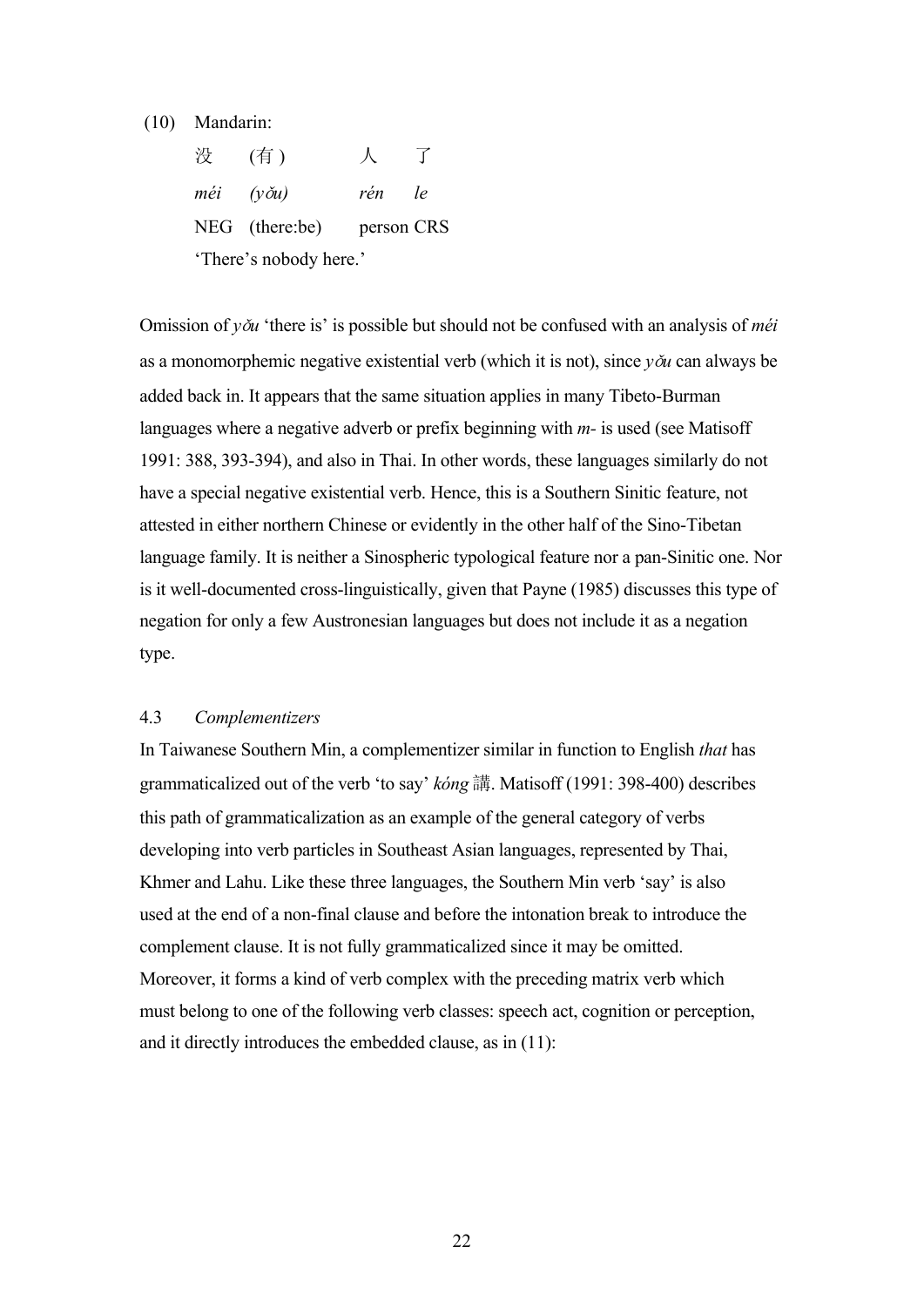(10) Mandarin:

没 (有) 人 了
*méi* *(yǒu)* *rén* *le*
NEG (there:be) person CRS
'There's nobody here.'

Omission of *yǒu* 'there is' is possible but should not be confused with an analysis of *méi* as a monomorphemic negative existential verb (which it is not), since *yǒu* can always be added back in. It appears that the same situation applies in many Tibeto-Burman languages where a negative adverb or prefix beginning with *m-* is used (see Matisoff 1991: 388, 393-394), and also in Thai. In other words, these languages similarly do not have a special negative existential verb. Hence, this is a Southern Sinitic feature, not attested in either northern Chinese or evidently in the other half of the Sino-Tibetan language family. It is neither a Sinospheric typological feature nor a pan-Sinitic one. Nor is it well-documented cross-linguistically, given that Payne (1985) discusses this type of negation for only a few Austronesian languages but does not include it as a negation type.

### 4.3 *Complementizers*

In Taiwanese Southern Min, a complementizer similar in function to English *that* has grammaticalized out of the verb 'to say' *kóng* 講. Matisoff (1991: 398-400) describes this path of grammaticalization as an example of the general category of verbs developing into verb particles in Southeast Asian languages, represented by Thai, Khmer and Lahu. Like these three languages, the Southern Min verb 'say' is also used at the end of a non-final clause and before the intonation break to introduce the complement clause. It is not fully grammaticalized since it may be omitted. Moreover, it forms a kind of verb complex with the preceding matrix verb which must belong to one of the following verb classes: speech act, cognition or perception, and it directly introduces the embedded clause, as in (11):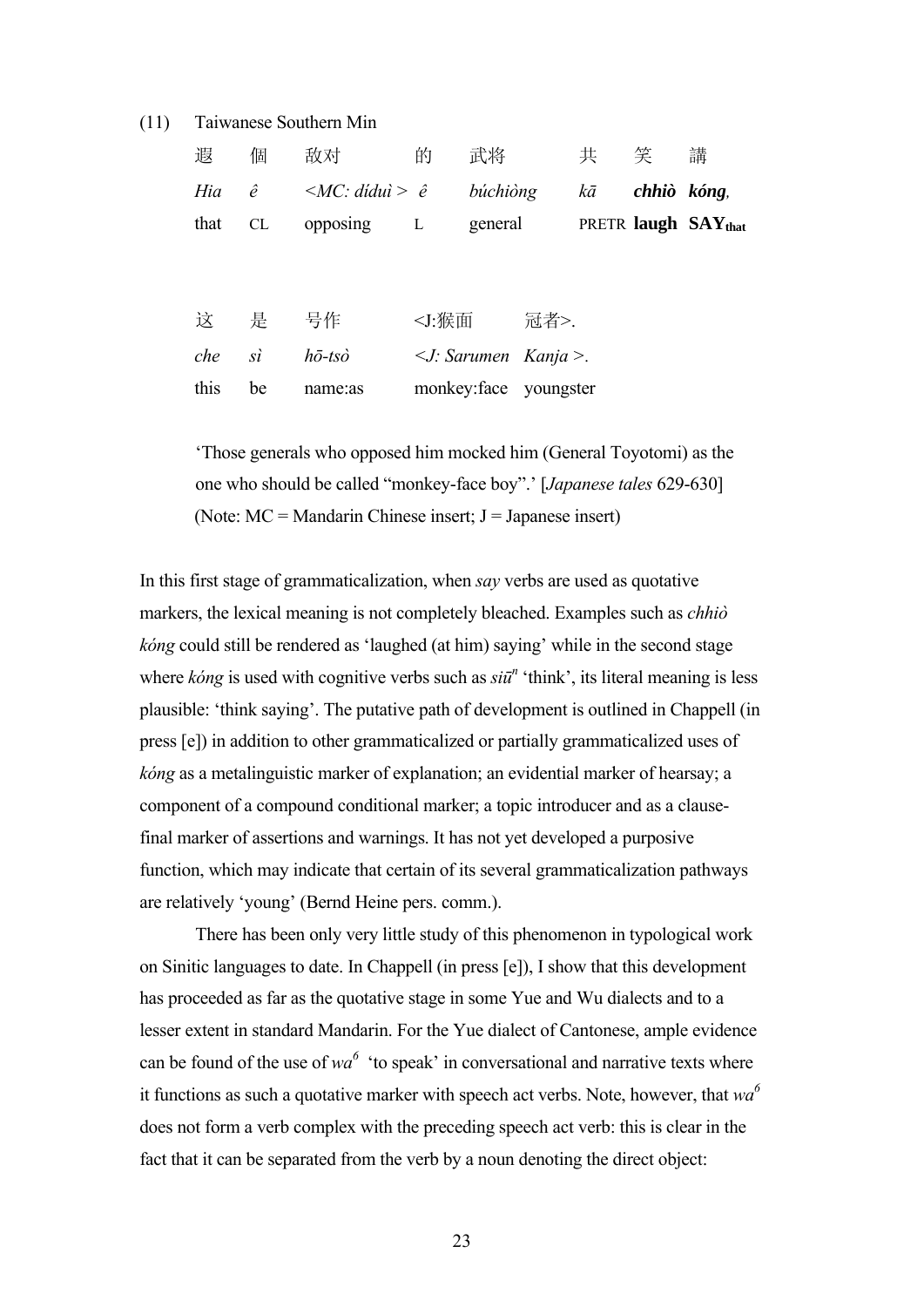(11) Taiwanese Southern Min

| 遐 | 個 | 敌对 | 的 | 武将 | 共 | 笑 | 講 |
|---|---|---|---|---|---|---|---|
| *Hia* | *ê* | *<MC: díduì >* | *ê* | *búchiòng* | *kā* | ***chhiò*** | ***kóng,*** |
| that | CL | opposing | L | general | PRETR | **laugh** | **SAY**$_{\textbf{that}}$ |

| 这 | 是 | 号作 | <J:猴面 | 冠者>. |
|---|---|---|---|---|
| *che* | *sì* | *hō-tsò* | *<J: Sarumen* | *Kanja >.* |
| this | be | name:as | monkey:face | youngster |

'Those generals who opposed him mocked him (General Toyotomi) as the one who should be called "monkey-face boy".' [*Japanese tales* 629-630]
(Note: MC = Mandarin Chinese insert; J = Japanese insert)

In this first stage of grammaticalization, when *say* verbs are used as quotative markers, the lexical meaning is not completely bleached. Examples such as *chhiò kóng* could still be rendered as 'laughed (at him) saying' while in the second stage where *kóng* is used with cognitive verbs such as *siūⁿ* 'think', its literal meaning is less plausible: 'think saying'. The putative path of development is outlined in Chappell (in press [e]) in addition to other grammaticalized or partially grammaticalized uses of *kóng* as a metalinguistic marker of explanation; an evidential marker of hearsay; a component of a compound conditional marker; a topic introducer and as a clause-final marker of assertions and warnings. It has not yet developed a purposive function, which may indicate that certain of its several grammaticalization pathways are relatively 'young' (Bernd Heine pers. comm.).

There has been only very little study of this phenomenon in typological work on Sinitic languages to date. In Chappell (in press [e]), I show that this development has proceeded as far as the quotative stage in some Yue and Wu dialects and to a lesser extent in standard Mandarin. For the Yue dialect of Cantonese, ample evidence can be found of the use of *wa*$^6$ 'to speak' in conversational and narrative texts where it functions as such a quotative marker with speech act verbs. Note, however, that *wa*$^6$ does not form a verb complex with the preceding speech act verb: this is clear in the fact that it can be separated from the verb by a noun denoting the direct object: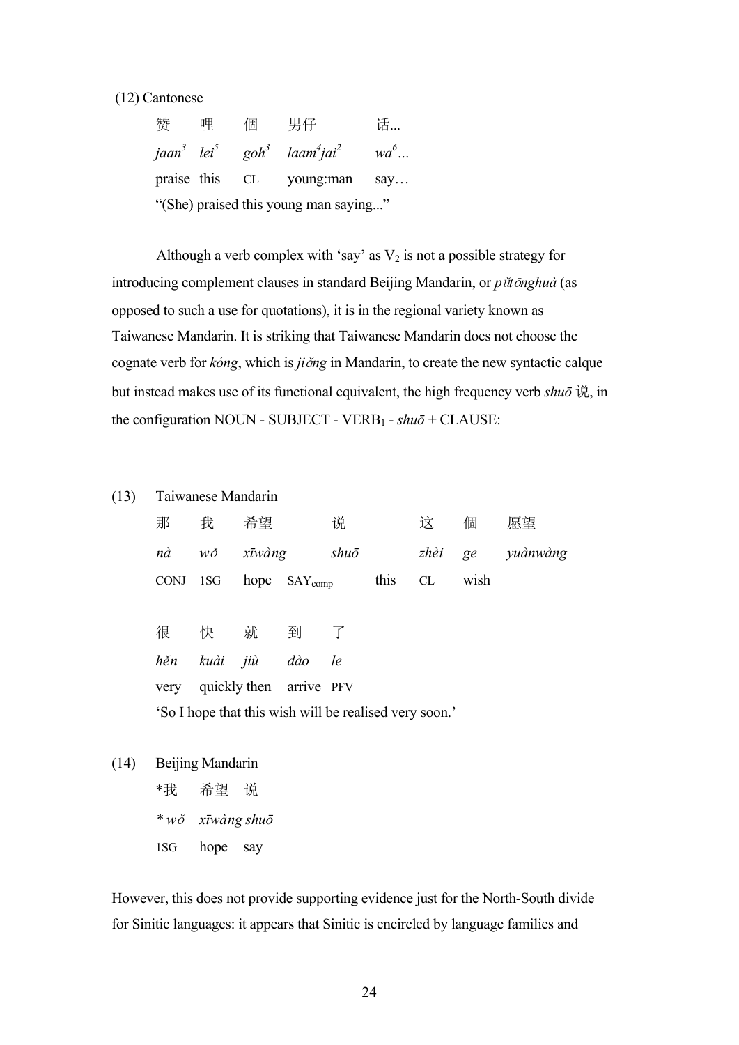(12) Cantonese

| 赞 | 哩 | 個 | 男仔 | 话... |
|---|---|---|---|---|
| *jaan³* | *lei⁵* | *goh³* | *laam⁴jai²* | *wa⁶...* |
| praise | this | CL | young:man | say… |

"(She) praised this young man saying..."

Although a verb complex with 'say' as $V_2$ is not a possible strategy for introducing complement clauses in standard Beijing Mandarin, or *pǔtōnghuà* (as opposed to such a use for quotations), it is in the regional variety known as Taiwanese Mandarin. It is striking that Taiwanese Mandarin does not choose the cognate verb for *kóng*, which is *jiǎng* in Mandarin, to create the new syntactic calque but instead makes use of its functional equivalent, the high frequency verb *shuō* 说, in the configuration NOUN - SUBJECT - VERB$_1$ - *shuō* + CLAUSE:

(13) Taiwanese Mandarin

| 那 | 我 | 希望 | 说 | 这 | 個 | 愿望 |
|---|---|---|---|---|---|---|
| *nà* | *wǒ* | *xīwàng* | *shuō* | *zhèi* | *ge* | *yuànwàng* |
| CONJ | 1SG | hope | $\text{SAY}_{comp}$ | this | CL | wish |

| 很 | 快 | 就 | 到 | 了 |
|---|---|---|---|---|
| *hěn* | *kuài* | *jiù* | *dào* | *le* |
| very | quickly | then | arrive | PFV |

'So I hope that this wish will be realised very soon.'

(14) Beijing Mandarin

| *我 | 希望 | 说 |
|---|---|---|
| *\* wǒ* | *xīwàng* | *shuō* |
| 1SG | hope | say |

However, this does not provide supporting evidence just for the North-South divide for Sinitic languages: it appears that Sinitic is encircled by language families and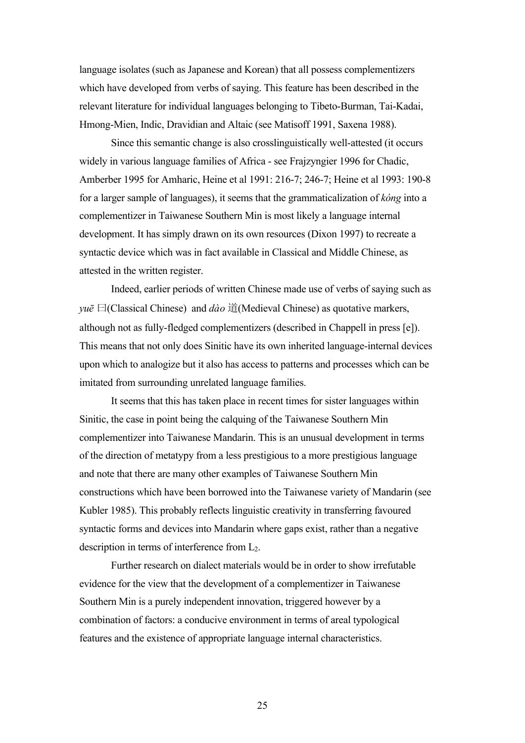language isolates (such as Japanese and Korean) that all possess complementizers which have developed from verbs of saying. This feature has been described in the relevant literature for individual languages belonging to Tibeto-Burman, Tai-Kadai, Hmong-Mien, Indic, Dravidian and Altaic (see Matisoff 1991, Saxena 1988).

Since this semantic change is also crosslinguistically well-attested (it occurs widely in various language families of Africa - see Frajzyngier 1996 for Chadic, Amberber 1995 for Amharic, Heine et al 1991: 216-7; 246-7; Heine et al 1993: 190-8 for a larger sample of languages), it seems that the grammaticalization of *kóng* into a complementizer in Taiwanese Southern Min is most likely a language internal development. It has simply drawn on its own resources (Dixon 1997) to recreate a syntactic device which was in fact available in Classical and Middle Chinese, as attested in the written register.

Indeed, earlier periods of written Chinese made use of verbs of saying such as *yuē* 曰(Classical Chinese) and *dào* 道(Medieval Chinese) as quotative markers, although not as fully-fledged complementizers (described in Chappell in press [e]). This means that not only does Sinitic have its own inherited language-internal devices upon which to analogize but it also has access to patterns and processes which can be imitated from surrounding unrelated language families.

It seems that this has taken place in recent times for sister languages within Sinitic, the case in point being the calquing of the Taiwanese Southern Min complementizer into Taiwanese Mandarin. This is an unusual development in terms of the direction of metatypy from a less prestigious to a more prestigious language and note that there are many other examples of Taiwanese Southern Min constructions which have been borrowed into the Taiwanese variety of Mandarin (see Kubler 1985). This probably reflects linguistic creativity in transferring favoured syntactic forms and devices into Mandarin where gaps exist, rather than a negative description in terms of interference from $L_2$.

Further research on dialect materials would be in order to show irrefutable evidence for the view that the development of a complementizer in Taiwanese Southern Min is a purely independent innovation, triggered however by a combination of factors: a conducive environment in terms of areal typological features and the existence of appropriate language internal characteristics.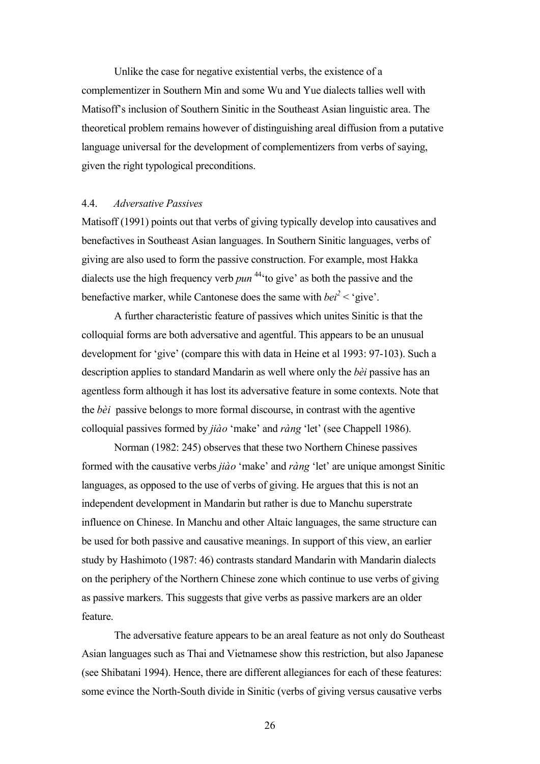Unlike the case for negative existential verbs, the existence of a complementizer in Southern Min and some Wu and Yue dialects tallies well with Matisoff's inclusion of Southern Sinitic in the Southeast Asian linguistic area. The theoretical problem remains however of distinguishing areal diffusion from a putative language universal for the development of complementizers from verbs of saying, given the right typological preconditions.

### 4.4. *Adversative Passives*

Matisoff (1991) points out that verbs of giving typically develop into causatives and benefactives in Southeast Asian languages. In Southern Sinitic languages, verbs of giving are also used to form the passive construction. For example, most Hakka dialects use the high frequency verb *pun* $^{44}$'to give' as both the passive and the benefactive marker, while Cantonese does the same with *bei*$^{2}$ < 'give'.

A further characteristic feature of passives which unites Sinitic is that the colloquial forms are both adversative and agentful. This appears to be an unusual development for 'give' (compare this with data in Heine et al 1993: 97-103). Such a description applies to standard Mandarin as well where only the *bèi* passive has an agentless form although it has lost its adversative feature in some contexts. Note that the *bèi* passive belongs to more formal discourse, in contrast with the agentive colloquial passives formed by *jiào* 'make' and *ràng* 'let' (see Chappell 1986).

Norman (1982: 245) observes that these two Northern Chinese passives formed with the causative verbs *jiào* 'make' and *ràng* 'let' are unique amongst Sinitic languages, as opposed to the use of verbs of giving. He argues that this is not an independent development in Mandarin but rather is due to Manchu superstrate influence on Chinese. In Manchu and other Altaic languages, the same structure can be used for both passive and causative meanings. In support of this view, an earlier study by Hashimoto (1987: 46) contrasts standard Mandarin with Mandarin dialects on the periphery of the Northern Chinese zone which continue to use verbs of giving as passive markers. This suggests that give verbs as passive markers are an older feature.

The adversative feature appears to be an areal feature as not only do Southeast Asian languages such as Thai and Vietnamese show this restriction, but also Japanese (see Shibatani 1994). Hence, there are different allegiances for each of these features: some evince the North-South divide in Sinitic (verbs of giving versus causative verbs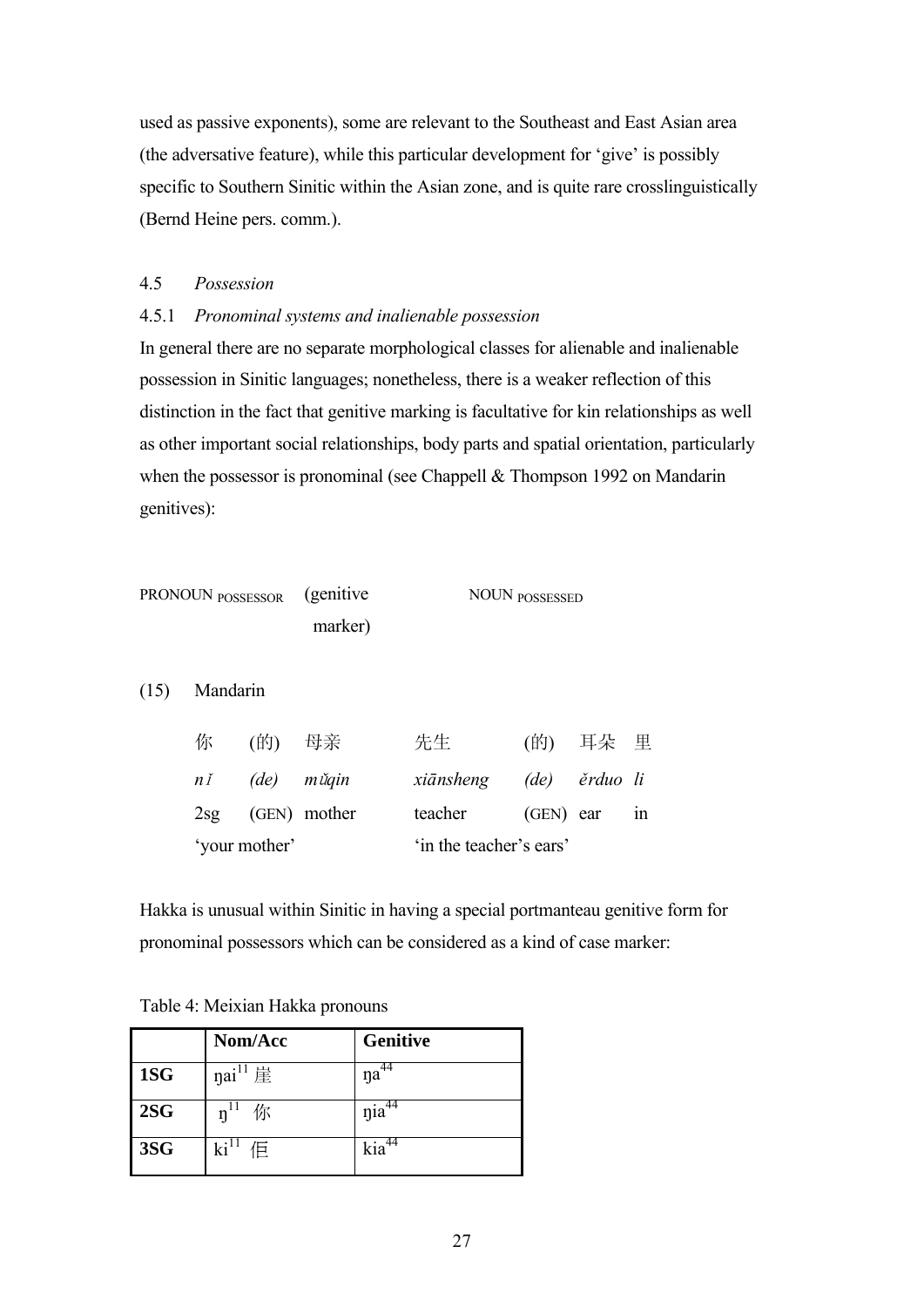used as passive exponents), some are relevant to the Southeast and East Asian area (the adversative feature), while this particular development for 'give' is possibly specific to Southern Sinitic within the Asian zone, and is quite rare crosslinguistically (Bernd Heine pers. comm.).

### 4.5 *Possession*

#### 4.5.1 *Pronominal systems and inalienable possession*

In general there are no separate morphological classes for alienable and inalienable possession in Sinitic languages; nonetheless, there is a weaker reflection of this distinction in the fact that genitive marking is facultative for kin relationships as well as other important social relationships, body parts and spatial orientation, particularly when the possessor is pronominal (see Chappell & Thompson 1992 on Mandarin genitives):

PRONOUN $_{\text{POSSESSOR}}$ (genitive marker) NOUN $_{\text{POSSESSED}}$

(15) Mandarin

| 你 | (的) | 母亲 | 先生 | (的) | 耳朵 | 里 |
|---|---|---|---|---|---|---|
| *nǐ* | *(de)* | *mǔqin* | *xiānsheng* | *(de)* | *ěrduo* | *li* |
| 2sg | (GEN) | mother | teacher | (GEN) | ear | in |
| 'your mother' | | | 'in the teacher's ears' | | | |

Hakka is unusual within Sinitic in having a special portmanteau genitive form for pronominal possessors which can be considered as a kind of case marker:

Table 4: Meixian Hakka pronouns

| | Nom/Acc | Genitive |
|---|---|---|
| 1SG | ŋai$^{11}$ 崖 | ŋa$^{44}$ |
| 2SG | ŋ$^{11}$ 你 | ŋia$^{44}$ |
| 3SG | ki$^{11}$ 佢 | kia$^{44}$ |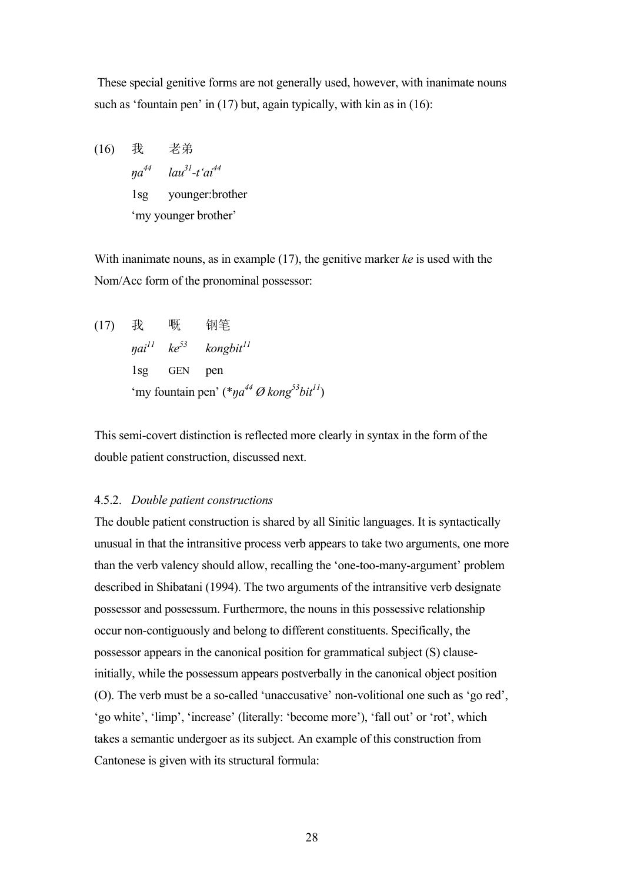These special genitive forms are not generally used, however, with inanimate nouns such as 'fountain pen' in (17) but, again typically, with kin as in (16):

(16) 我 老弟

*ŋa*[44] *lau*[31]*-t'ai*[44]

1sg younger:brother

'my younger brother'

With inanimate nouns, as in example (17), the genitive marker *ke* is used with the Nom/Acc form of the pronominal possessor:

(17) 我 嘅 钢笔

*ŋai*[11] *ke*[53] *kongbit*[11]

1sg GEN pen

'my fountain pen' (\**ŋa*[44] *Ø kong*[53]*bit*[11])

This semi-covert distinction is reflected more clearly in syntax in the form of the double patient construction, discussed next.

#### 4.5.2. *Double patient constructions*

The double patient construction is shared by all Sinitic languages. It is syntactically unusual in that the intransitive process verb appears to take two arguments, one more than the verb valency should allow, recalling the 'one-too-many-argument' problem described in Shibatani (1994). The two arguments of the intransitive verb designate possessor and possessum. Furthermore, the nouns in this possessive relationship occur non-contiguously and belong to different constituents. Specifically, the possessor appears in the canonical position for grammatical subject (S) clause-initially, while the possessum appears postverbally in the canonical object position (O). The verb must be a so-called 'unaccusative' non-volitional one such as 'go red', 'go white', 'limp', 'increase' (literally: 'become more'), 'fall out' or 'rot', which takes a semantic undergoer as its subject. An example of this construction from Cantonese is given with its structural formula: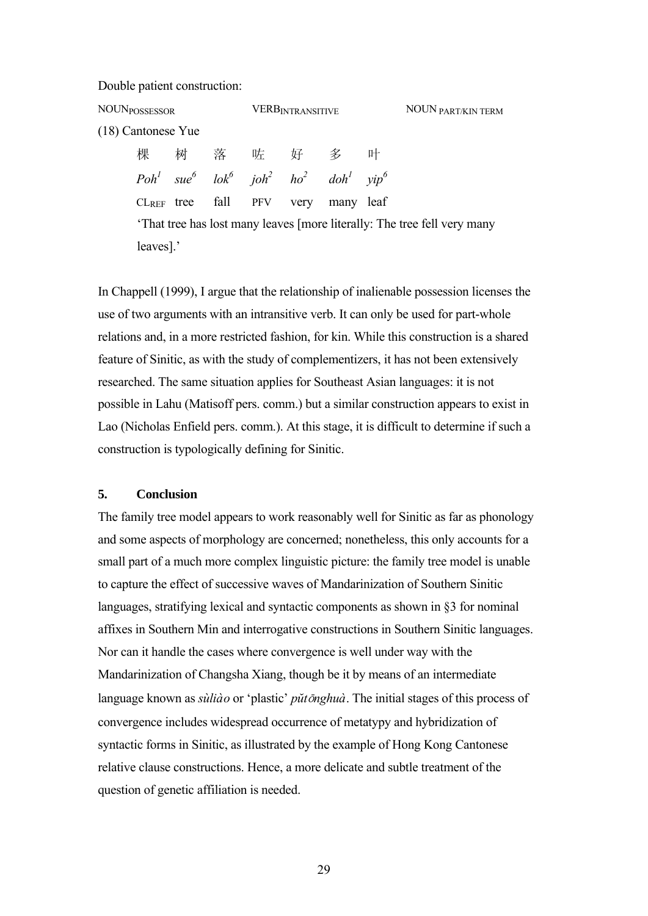Double patient construction:

$\text{NOUN}_{\text{POSSESSOR}}$ $\text{VERB}_{\text{INTRANSITIVE}}$ $\text{NOUN}_{\text{PART/KIN TERM}}$

(18) Cantonese Yue

| 棵 | 树 | 落 | 咗 | 好 | 多 | 叶 |
|---|---|---|---|---|---|---|
| *Poh*[1] | *sue*[6] | *lok*[6] | *joh*[2] | *ho*[2] | *doh*[1] | *yip*[6] |
| $\text{CL}_{\text{REF}}$ | tree | fall | PFV | very | many | leaf |

'That tree has lost many leaves [more literally: The tree fell very many leaves].'

In Chappell (1999), I argue that the relationship of inalienable possession licenses the use of two arguments with an intransitive verb. It can only be used for part-whole relations and, in a more restricted fashion, for kin. While this construction is a shared feature of Sinitic, as with the study of complementizers, it has not been extensively researched. The same situation applies for Southeast Asian languages: it is not possible in Lahu (Matisoff pers. comm.) but a similar construction appears to exist in Lao (Nicholas Enfield pers. comm.). At this stage, it is difficult to determine if such a construction is typologically defining for Sinitic.

## 5. Conclusion

The family tree model appears to work reasonably well for Sinitic as far as phonology and some aspects of morphology are concerned; nonetheless, this only accounts for a small part of a much more complex linguistic picture: the family tree model is unable to capture the effect of successive waves of Mandarinization of Southern Sinitic languages, stratifying lexical and syntactic components as shown in §3 for nominal affixes in Southern Min and interrogative constructions in Southern Sinitic languages. Nor can it handle the cases where convergence is well under way with the Mandarinization of Changsha Xiang, though be it by means of an intermediate language known as *sùliào* or 'plastic' *pǔtōnghuà*. The initial stages of this process of convergence includes widespread occurrence of metatypy and hybridization of syntactic forms in Sinitic, as illustrated by the example of Hong Kong Cantonese relative clause constructions. Hence, a more delicate and subtle treatment of the question of genetic affiliation is needed.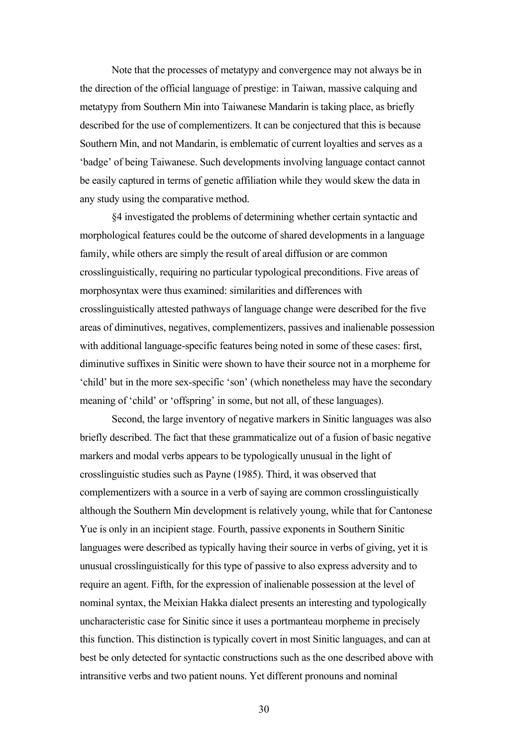Note that the processes of metatypy and convergence may not always be in the direction of the official language of prestige: in Taiwan, massive calquing and metatypy from Southern Min into Taiwanese Mandarin is taking place, as briefly described for the use of complementizers. It can be conjectured that this is because Southern Min, and not Mandarin, is emblematic of current loyalties and serves as a 'badge' of being Taiwanese. Such developments involving language contact cannot be easily captured in terms of genetic affiliation while they would skew the data in any study using the comparative method.

§4 investigated the problems of determining whether certain syntactic and morphological features could be the outcome of shared developments in a language family, while others are simply the result of areal diffusion or are common crosslinguistically, requiring no particular typological preconditions. Five areas of morphosyntax were thus examined: similarities and differences with crosslinguistically attested pathways of language change were described for the five areas of diminutives, negatives, complementizers, passives and inalienable possession with additional language-specific features being noted in some of these cases: first, diminutive suffixes in Sinitic were shown to have their source not in a morpheme for 'child' but in the more sex-specific 'son' (which nonetheless may have the secondary meaning of 'child' or 'offspring' in some, but not all, of these languages).

Second, the large inventory of negative markers in Sinitic languages was also briefly described. The fact that these grammaticalize out of a fusion of basic negative markers and modal verbs appears to be typologically unusual in the light of crosslinguistic studies such as Payne (1985). Third, it was observed that complementizers with a source in a verb of saying are common crosslinguistically although the Southern Min development is relatively young, while that for Cantonese Yue is only in an incipient stage. Fourth, passive exponents in Southern Sinitic languages were described as typically having their source in verbs of giving, yet it is unusual crosslinguistically for this type of passive to also express adversity and to require an agent. Fifth, for the expression of inalienable possession at the level of nominal syntax, the Meixian Hakka dialect presents an interesting and typologically uncharacteristic case for Sinitic since it uses a portmanteau morpheme in precisely this function. This distinction is typically covert in most Sinitic languages, and can at best be only detected for syntactic constructions such as the one described above with intransitive verbs and two patient nouns. Yet different pronouns and nominal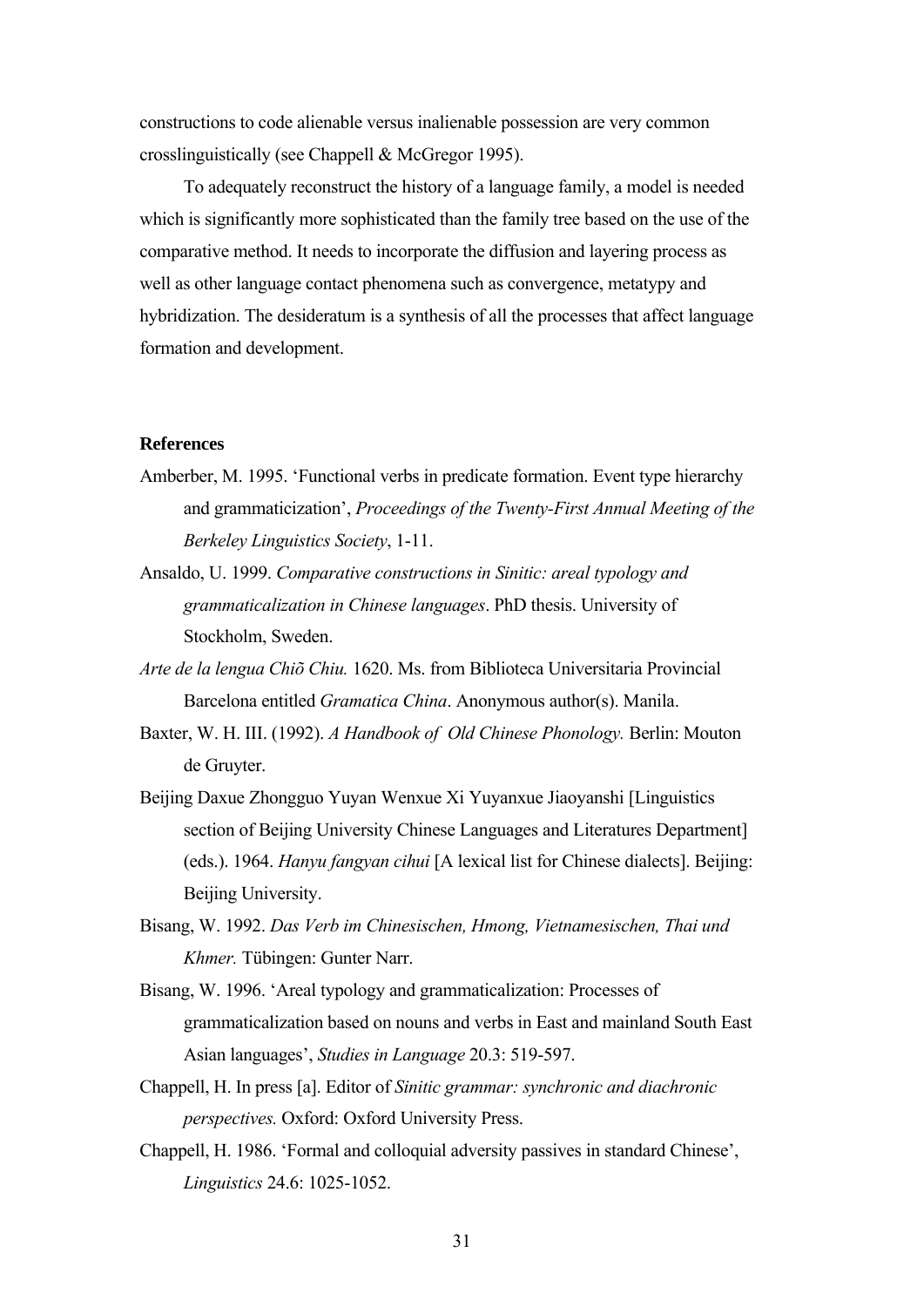constructions to code alienable versus inalienable possession are very common crosslinguistically (see Chappell & McGregor 1995).

To adequately reconstruct the history of a language family, a model is needed which is significantly more sophisticated than the family tree based on the use of the comparative method. It needs to incorporate the diffusion and layering process as well as other language contact phenomena such as convergence, metatypy and hybridization. The desideratum is a synthesis of all the processes that affect language formation and development.

**References**

Amberber, M. 1995. 'Functional verbs in predicate formation. Event type hierarchy and grammaticization', *Proceedings of the Twenty-First Annual Meeting of the Berkeley Linguistics Society*, 1-11.

Ansaldo, U. 1999. *Comparative constructions in Sinitic: areal typology and grammaticalization in Chinese languages*. PhD thesis. University of Stockholm, Sweden.

*Arte de la lengua Chiõ Chiu.* 1620. Ms. from Biblioteca Universitaria Provincial Barcelona entitled *Gramatica China*. Anonymous author(s). Manila.

Baxter, W. H. III. (1992). *A Handbook of Old Chinese Phonology.* Berlin: Mouton de Gruyter.

Beijing Daxue Zhongguo Yuyan Wenxue Xi Yuyanxue Jiaoyanshi [Linguistics section of Beijing University Chinese Languages and Literatures Department] (eds.). 1964. *Hanyu fangyan cihui* [A lexical list for Chinese dialects]. Beijing: Beijing University.

Bisang, W. 1992. *Das Verb im Chinesischen, Hmong, Vietnamesischen, Thai und Khmer.* Tübingen: Gunter Narr.

Bisang, W. 1996. 'Areal typology and grammaticalization: Processes of grammaticalization based on nouns and verbs in East and mainland South East Asian languages', *Studies in Language* 20.3: 519-597.

Chappell, H. In press [a]. Editor of *Sinitic grammar: synchronic and diachronic perspectives.* Oxford: Oxford University Press.

Chappell, H. 1986. 'Formal and colloquial adversity passives in standard Chinese', *Linguistics* 24.6: 1025-1052.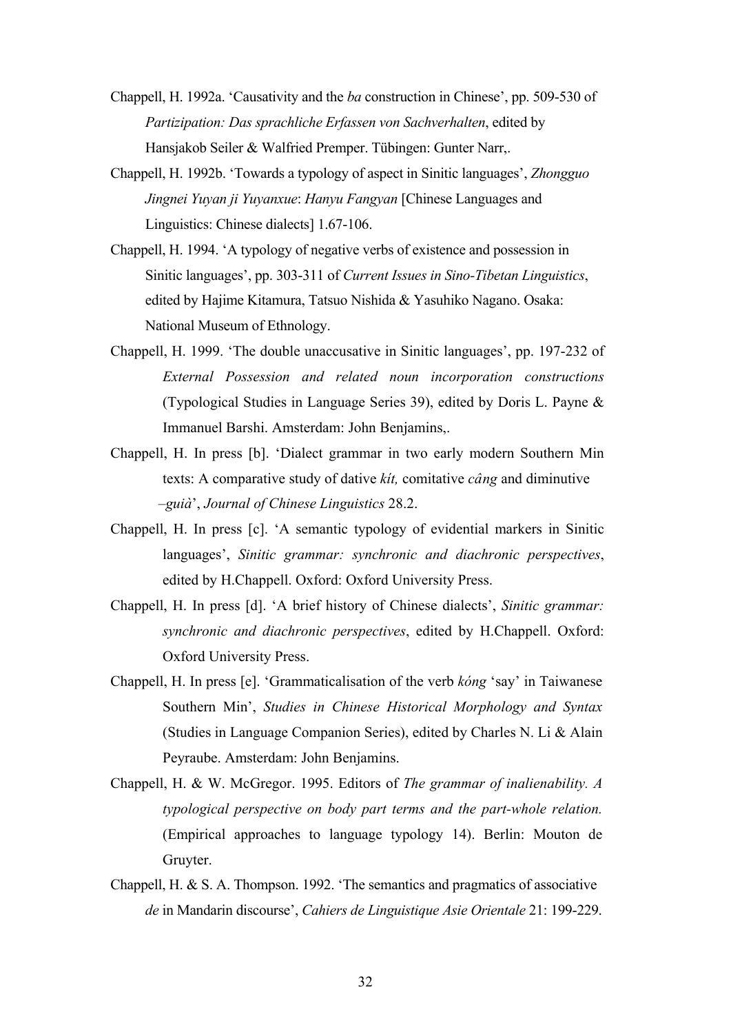Chappell, H. 1992a. ‘Causativity and the *ba* construction in Chinese’, pp. 509-530 of *Partizipation: Das sprachliche Erfassen von Sachverhalten*, edited by Hansjakob Seiler & Walfried Premper. Tübingen: Gunter Narr,.

Chappell, H. 1992b. ‘Towards a typology of aspect in Sinitic languages’, *Zhongguo Jingnei Yuyan ji Yuyanxue*: *Hanyu Fangyan* [Chinese Languages and Linguistics: Chinese dialects] 1.67-106.

Chappell, H. 1994. ‘A typology of negative verbs of existence and possession in Sinitic languages’, pp. 303-311 of *Current Issues in Sino-Tibetan Linguistics*, edited by Hajime Kitamura, Tatsuo Nishida & Yasuhiko Nagano. Osaka: National Museum of Ethnology.

Chappell, H. 1999. ‘The double unaccusative in Sinitic languages’, pp. 197-232 of *External Possession and related noun incorporation constructions* (Typological Studies in Language Series 39), edited by Doris L. Payne & Immanuel Barshi. Amsterdam: John Benjamins,.

Chappell, H. In press [b]. ‘Dialect grammar in two early modern Southern Min texts: A comparative study of dative *kít,* comitative *câng* and diminutive *–guià*’, *Journal of Chinese Linguistics* 28.2.

Chappell, H. In press [c]. ‘A semantic typology of evidential markers in Sinitic languages’, *Sinitic grammar: synchronic and diachronic perspectives*, edited by H.Chappell. Oxford: Oxford University Press.

Chappell, H. In press [d]. ‘A brief history of Chinese dialects’, *Sinitic grammar: synchronic and diachronic perspectives*, edited by H.Chappell. Oxford: Oxford University Press.

Chappell, H. In press [e]. ‘Grammaticalisation of the verb *kóng* ‘say’ in Taiwanese Southern Min’, *Studies in Chinese Historical Morphology and Syntax* (Studies in Language Companion Series), edited by Charles N. Li & Alain Peyraube. Amsterdam: John Benjamins.

Chappell, H. & W. McGregor. 1995. Editors of *The grammar of inalienability. A typological perspective on body part terms and the part-whole relation.* (Empirical approaches to language typology 14). Berlin: Mouton de Gruyter.

Chappell, H. & S. A. Thompson. 1992. ‘The semantics and pragmatics of associative *de* in Mandarin discourse’, *Cahiers de Linguistique Asie Orientale* 21: 199-229.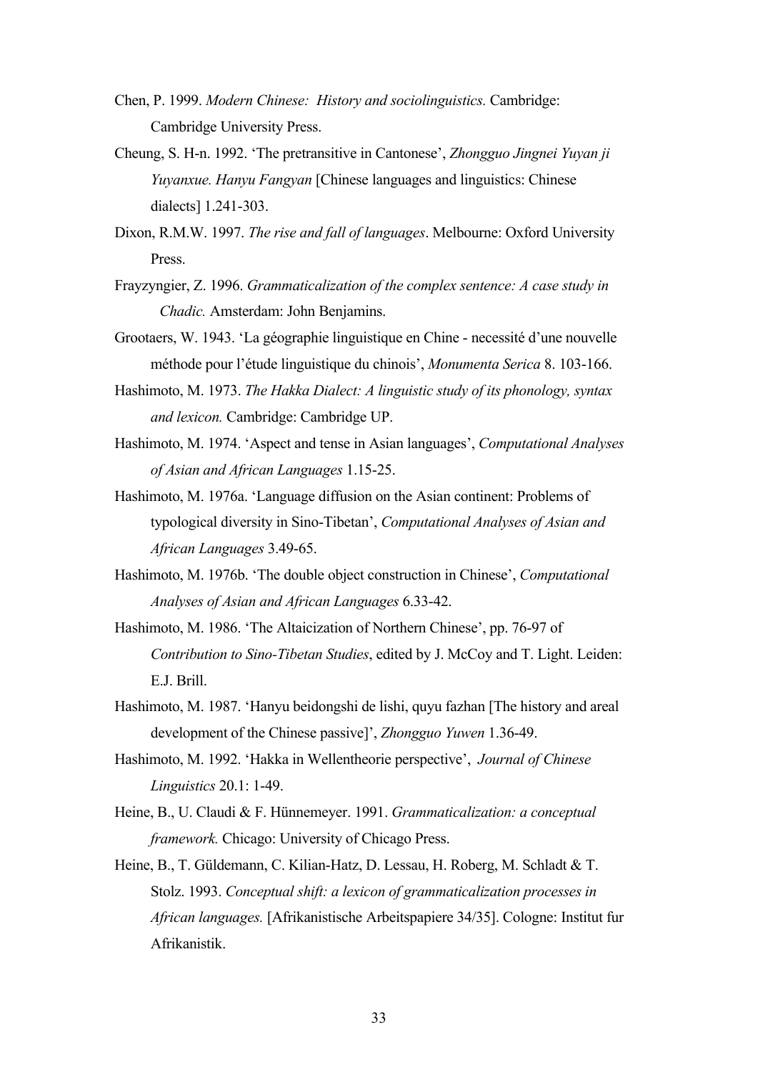Chen, P. 1999. *Modern Chinese: History and sociolinguistics.* Cambridge: Cambridge University Press.

Cheung, S. H-n. 1992. 'The pretransitive in Cantonese', *Zhongguo Jingnei Yuyan ji Yuyanxue. Hanyu Fangyan* [Chinese languages and linguistics: Chinese dialects] 1.241-303.

Dixon, R.M.W. 1997. *The rise and fall of languages*. Melbourne: Oxford University Press.

Frayzyngier, Z. 1996. *Grammaticalization of the complex sentence: A case study in Chadic.* Amsterdam: John Benjamins.

Grootaers, W. 1943. 'La géographie linguistique en Chine - necessité d'une nouvelle méthode pour l'étude linguistique du chinois', *Monumenta Serica* 8. 103-166.

Hashimoto, M. 1973. *The Hakka Dialect: A linguistic study of its phonology, syntax and lexicon.* Cambridge: Cambridge UP.

Hashimoto, M. 1974. 'Aspect and tense in Asian languages', *Computational Analyses of Asian and African Languages* 1.15-25.

Hashimoto, M. 1976a. 'Language diffusion on the Asian continent: Problems of typological diversity in Sino-Tibetan', *Computational Analyses of Asian and African Languages* 3.49-65.

Hashimoto, M. 1976b. 'The double object construction in Chinese', *Computational Analyses of Asian and African Languages* 6.33-42.

Hashimoto, M. 1986. 'The Altaicization of Northern Chinese', pp. 76-97 of *Contribution to Sino-Tibetan Studies*, edited by J. McCoy and T. Light. Leiden: E.J. Brill.

Hashimoto, M. 1987. 'Hanyu beidongshi de lishi, quyu fazhan [The history and areal development of the Chinese passive]', *Zhongguo Yuwen* 1.36-49.

Hashimoto, M. 1992. 'Hakka in Wellentheorie perspective', *Journal of Chinese Linguistics* 20.1: 1-49.

Heine, B., U. Claudi & F. Hünnemeyer. 1991. *Grammaticalization: a conceptual framework.* Chicago: University of Chicago Press.

Heine, B., T. Güldemann, C. Kilian-Hatz, D. Lessau, H. Roberg, M. Schladt & T. Stolz. 1993. *Conceptual shift: a lexicon of grammaticalization processes in African languages.* [Afrikanistische Arbeitspapiere 34/35]. Cologne: Institut fur Afrikanistik.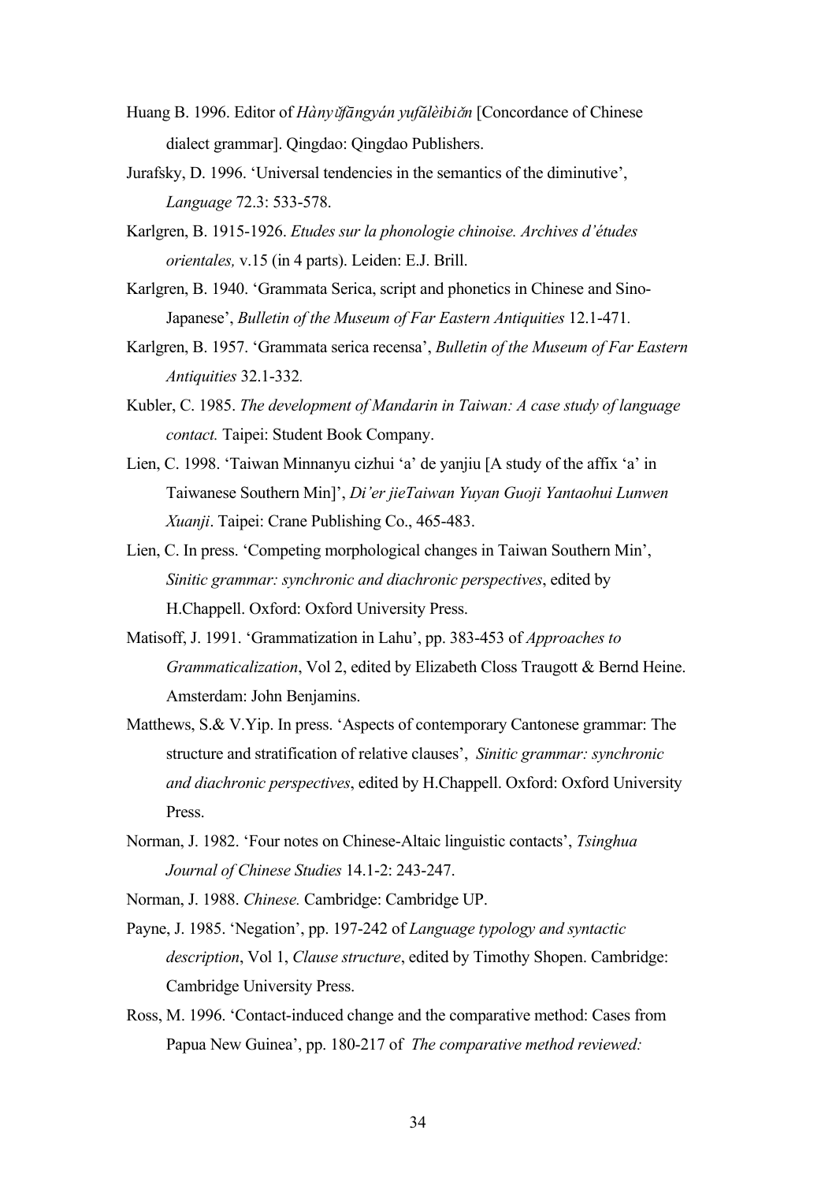Huang B. 1996. Editor of *Hànyǔfāngyán yufǎlèibiǎn* [Concordance of Chinese dialect grammar]. Qingdao: Qingdao Publishers.

Jurafsky, D. 1996. 'Universal tendencies in the semantics of the diminutive', *Language* 72.3: 533-578.

Karlgren, B. 1915-1926. *Etudes sur la phonologie chinoise. Archives d'études orientales,* v.15 (in 4 parts). Leiden: E.J. Brill.

Karlgren, B. 1940. 'Grammata Serica, script and phonetics in Chinese and Sino-Japanese', *Bulletin of the Museum of Far Eastern Antiquities* 12.1-471.

Karlgren, B. 1957. 'Grammata serica recensa', *Bulletin of the Museum of Far Eastern Antiquities* 32.1-332.

Kubler, C. 1985. *The development of Mandarin in Taiwan: A case study of language contact.* Taipei: Student Book Company.

Lien, C. 1998. 'Taiwan Minnanyu cizhui 'a' de yanjiu [A study of the affix 'a' in Taiwanese Southern Min]', *Di'er jieTaiwan Yuyan Guoji Yantaohui Lunwen Xuanji*. Taipei: Crane Publishing Co., 465-483.

Lien, C. In press. 'Competing morphological changes in Taiwan Southern Min', *Sinitic grammar: synchronic and diachronic perspectives*, edited by H.Chappell. Oxford: Oxford University Press.

Matisoff, J. 1991. 'Grammatization in Lahu', pp. 383-453 of *Approaches to Grammaticalization*, Vol 2, edited by Elizabeth Closs Traugott & Bernd Heine. Amsterdam: John Benjamins.

Matthews, S.& V.Yip. In press. 'Aspects of contemporary Cantonese grammar: The structure and stratification of relative clauses', *Sinitic grammar: synchronic and diachronic perspectives*, edited by H.Chappell. Oxford: Oxford University Press.

Norman, J. 1982. 'Four notes on Chinese-Altaic linguistic contacts', *Tsinghua Journal of Chinese Studies* 14.1-2: 243-247.

Norman, J. 1988. *Chinese.* Cambridge: Cambridge UP.

Payne, J. 1985. 'Negation', pp. 197-242 of *Language typology and syntactic description*, Vol 1, *Clause structure*, edited by Timothy Shopen. Cambridge: Cambridge University Press.

Ross, M. 1996. 'Contact-induced change and the comparative method: Cases from Papua New Guinea', pp. 180-217 of *The comparative method reviewed:*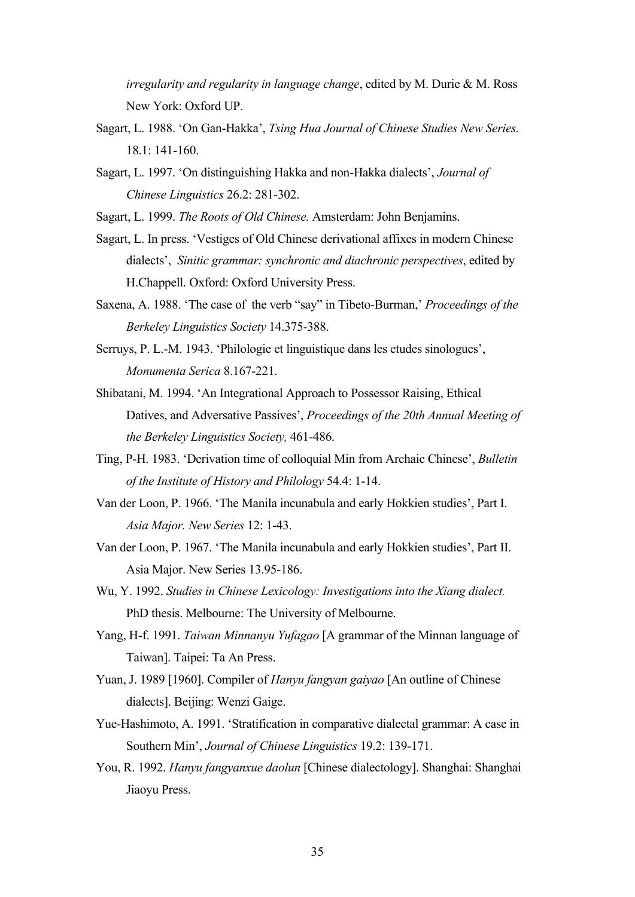*irregularity and regularity in language change*, edited by M. Durie & M. Ross New York: Oxford UP.

Sagart, L. 1988. 'On Gan-Hakka', *Tsing Hua Journal of Chinese Studies New Series.* 18.1: 141-160.

Sagart, L. 1997. 'On distinguishing Hakka and non-Hakka dialects', *Journal of Chinese Linguistics* 26.2: 281-302.

Sagart, L. 1999. *The Roots of Old Chinese.* Amsterdam: John Benjamins.

Sagart, L. In press. 'Vestiges of Old Chinese derivational affixes in modern Chinese dialects', *Sinitic grammar: synchronic and diachronic perspectives*, edited by H.Chappell. Oxford: Oxford University Press.

Saxena, A. 1988. 'The case of the verb "say" in Tibeto-Burman,' *Proceedings of the Berkeley Linguistics Society* 14.375-388.

Serruys, P. L.-M. 1943. 'Philologie et linguistique dans les etudes sinologues', *Monumenta Serica* 8.167-221.

Shibatani, M. 1994. 'An Integrational Approach to Possessor Raising, Ethical Datives, and Adversative Passives', *Proceedings of the 20th Annual Meeting of the Berkeley Linguistics Society,* 461-486.

Ting, P-H. 1983. 'Derivation time of colloquial Min from Archaic Chinese', *Bulletin of the Institute of History and Philology* 54.4: 1-14.

Van der Loon, P. 1966. 'The Manila incunabula and early Hokkien studies', Part I. *Asia Major. New Series* 12: 1-43.

Van der Loon, P. 1967. 'The Manila incunabula and early Hokkien studies', Part II. Asia Major. New Series 13.95-186.

Wu, Y. 1992. *Studies in Chinese Lexicology: Investigations into the Xiang dialect.* PhD thesis. Melbourne: The University of Melbourne.

Yang, H-f. 1991. *Taiwan Minnanyu Yufagao* [A grammar of the Minnan language of Taiwan]. Taipei: Ta An Press.

Yuan, J. 1989 [1960]. Compiler of *Hanyu fangyan gaiyao* [An outline of Chinese dialects]. Beijing: Wenzi Gaige.

Yue-Hashimoto, A. 1991. 'Stratification in comparative dialectal grammar: A case in Southern Min', *Journal of Chinese Linguistics* 19.2: 139-171.

You, R. 1992. *Hanyu fangyanxue daolun* [Chinese dialectology]. Shanghai: Shanghai Jiaoyu Press.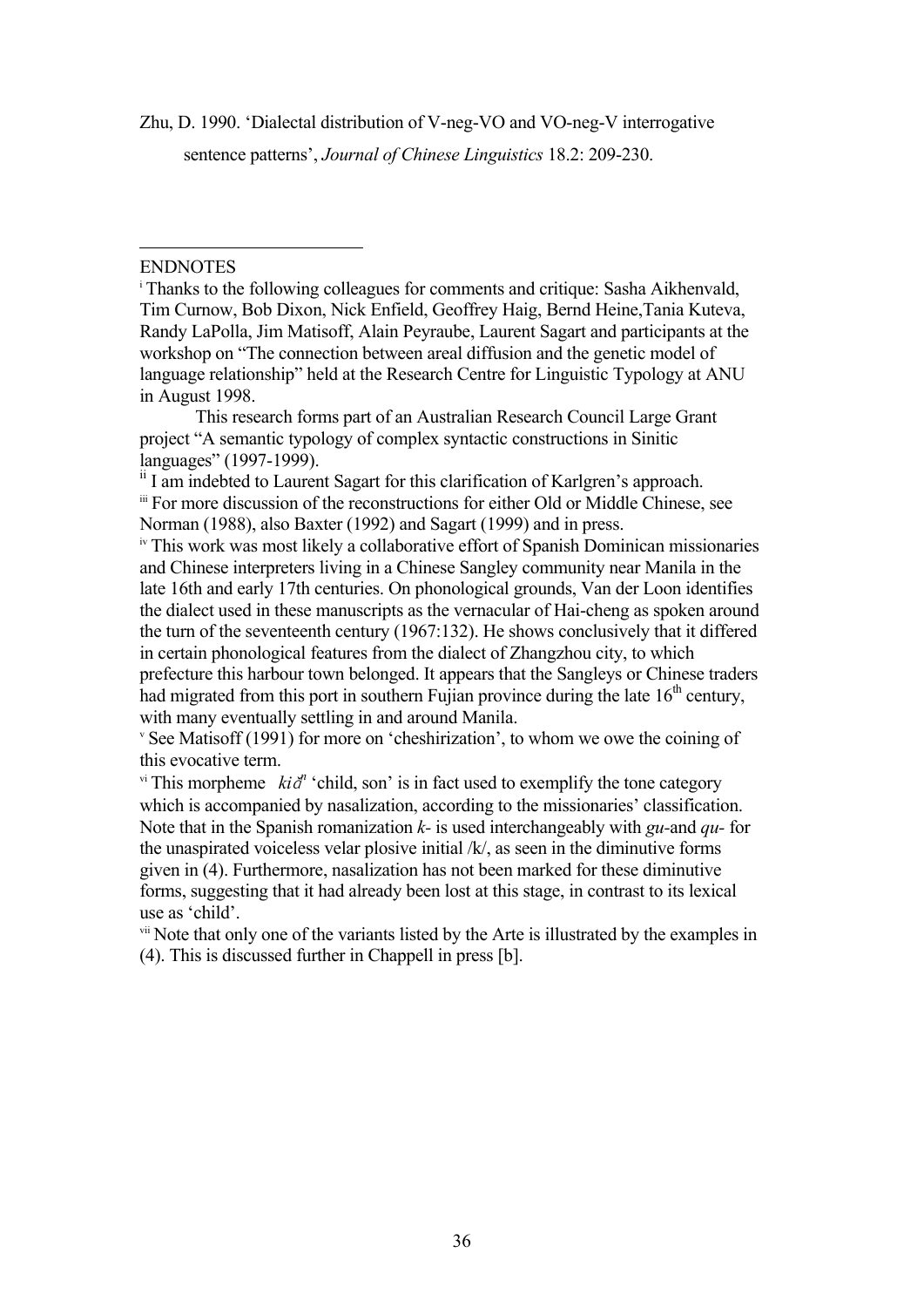Zhu, D. 1990. 'Dialectal distribution of V-neg-VO and VO-neg-V interrogative sentence patterns', *Journal of Chinese Linguistics* 18.2: 209-230.

---

ENDNOTES

[i] Thanks to the following colleagues for comments and critique: Sasha Aikhenvald, Tim Curnow, Bob Dixon, Nick Enfield, Geoffrey Haig, Bernd Heine,Tania Kuteva, Randy LaPolla, Jim Matisoff, Alain Peyraube, Laurent Sagart and participants at the workshop on "The connection between areal diffusion and the genetic model of language relationship" held at the Research Centre for Linguistic Typology at ANU in August 1998.

This research forms part of an Australian Research Council Large Grant project "A semantic typology of complex syntactic constructions in Sinitic languages" (1997-1999).

[ii] I am indebted to Laurent Sagart for this clarification of Karlgren's approach.

[iii] For more discussion of the reconstructions for either Old or Middle Chinese, see Norman (1988), also Baxter (1992) and Sagart (1999) and in press.

[iv] This work was most likely a collaborative effort of Spanish Dominican missionaries and Chinese interpreters living in a Chinese Sangley community near Manila in the late 16th and early 17th centuries. On phonological grounds, Van der Loon identifies the dialect used in these manuscripts as the vernacular of Hai-cheng as spoken around the turn of the seventeenth century (1967:132). He shows conclusively that it differed in certain phonological features from the dialect of Zhangzhou city, to which prefecture this harbour town belonged. It appears that the Sangleys or Chinese traders had migrated from this port in southern Fujian province during the late 16th century, with many eventually settling in and around Manila.

[v] See Matisoff (1991) for more on 'cheshirization', to whom we owe the coining of this evocative term.

[vi] This morpheme *kiǎ*[n] 'child, son' is in fact used to exemplify the tone category which is accompanied by nasalization, according to the missionaries' classification. Note that in the Spanish romanization *k-* is used interchangeably with *gu-*and *qu-* for the unaspirated voiceless velar plosive initial /k/, as seen in the diminutive forms given in (4). Furthermore, nasalization has not been marked for these diminutive forms, suggesting that it had already been lost at this stage, in contrast to its lexical use as 'child'.

[vii] Note that only one of the variants listed by the Arte is illustrated by the examples in (4). This is discussed further in Chappell in press [b].